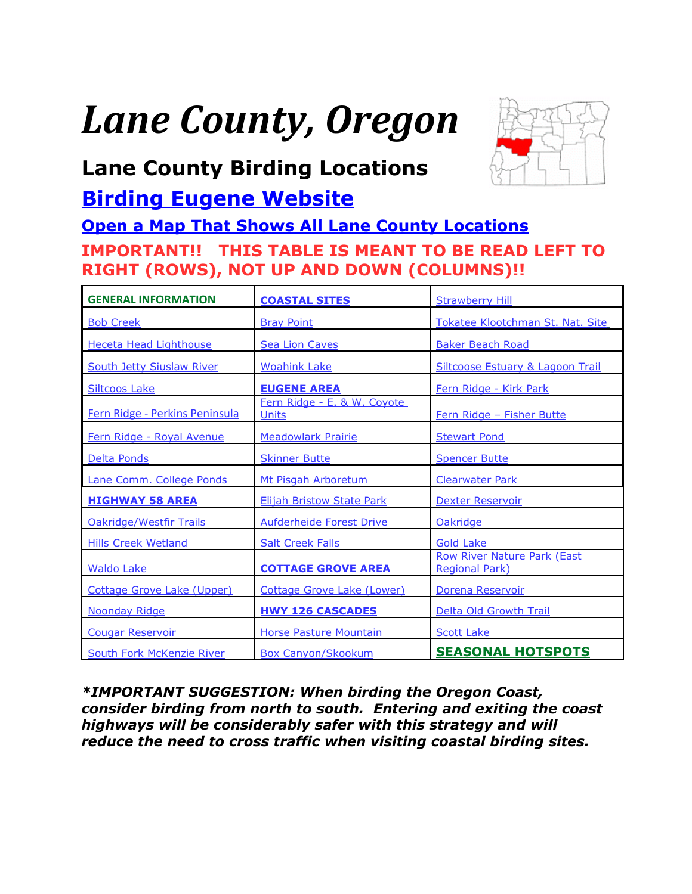# *Lane County, Oregon*

## Lane County Birding Locations

## Birding Eugene Website

### Open a Map That Shows All Lane County Locations

**IMPORTANT!! THIS TABLE IS MEANT TO BE READ LEFT TO RIGHT (ROWS), NOT UP AND DOWN (COLUMNS)!!**

| | | |
|---|---|---|
| **GENERAL INFORMATION** | **COASTAL SITES** | Strawberry Hill |
| Bob Creek | Bray Point | Tokatee Klootchman St. Nat. Site |
| Heceta Head Lighthouse | Sea Lion Caves | Baker Beach Road |
| South Jetty Siuslaw River | Woahink Lake | Siltcoose Estuary & Lagoon Trail |
| Siltcoos Lake | **EUGENE AREA** | Fern Ridge - Kirk Park |
| Fern Ridge - Perkins Peninsula | Fern Ridge - E. & W. Coyote Units | Fern Ridge – Fisher Butte |
| Fern Ridge - Royal Avenue | Meadowlark Prairie | Stewart Pond |
| Delta Ponds | Skinner Butte | Spencer Butte |
| Lane Comm. College Ponds | Mt Pisgah Arboretum | Clearwater Park |
| **HIGHWAY 58 AREA** | Elijah Bristow State Park | Dexter Reservoir |
| Oakridge/Westfir Trails | Aufderheide Forest Drive | Oakridge |
| Hills Creek Wetland | Salt Creek Falls | Gold Lake |
| Waldo Lake | **COTTAGE GROVE AREA** | Row River Nature Park (East Regional Park) |
| Cottage Grove Lake (Upper) | Cottage Grove Lake (Lower) | Dorena Reservoir |
| Noonday Ridge | **HWY 126 CASCADES** | Delta Old Growth Trail |
| Cougar Reservoir | Horse Pasture Mountain | Scott Lake |
| South Fork McKenzie River | Box Canyon/Skookum | **SEASONAL HOTSPOTS** |

***IMPORTANT SUGGESTION: When birding the Oregon Coast, consider birding from north to south. Entering and exiting the coast highways will be considerably safer with this strategy and will reduce the need to cross traffic when visiting coastal birding sites.***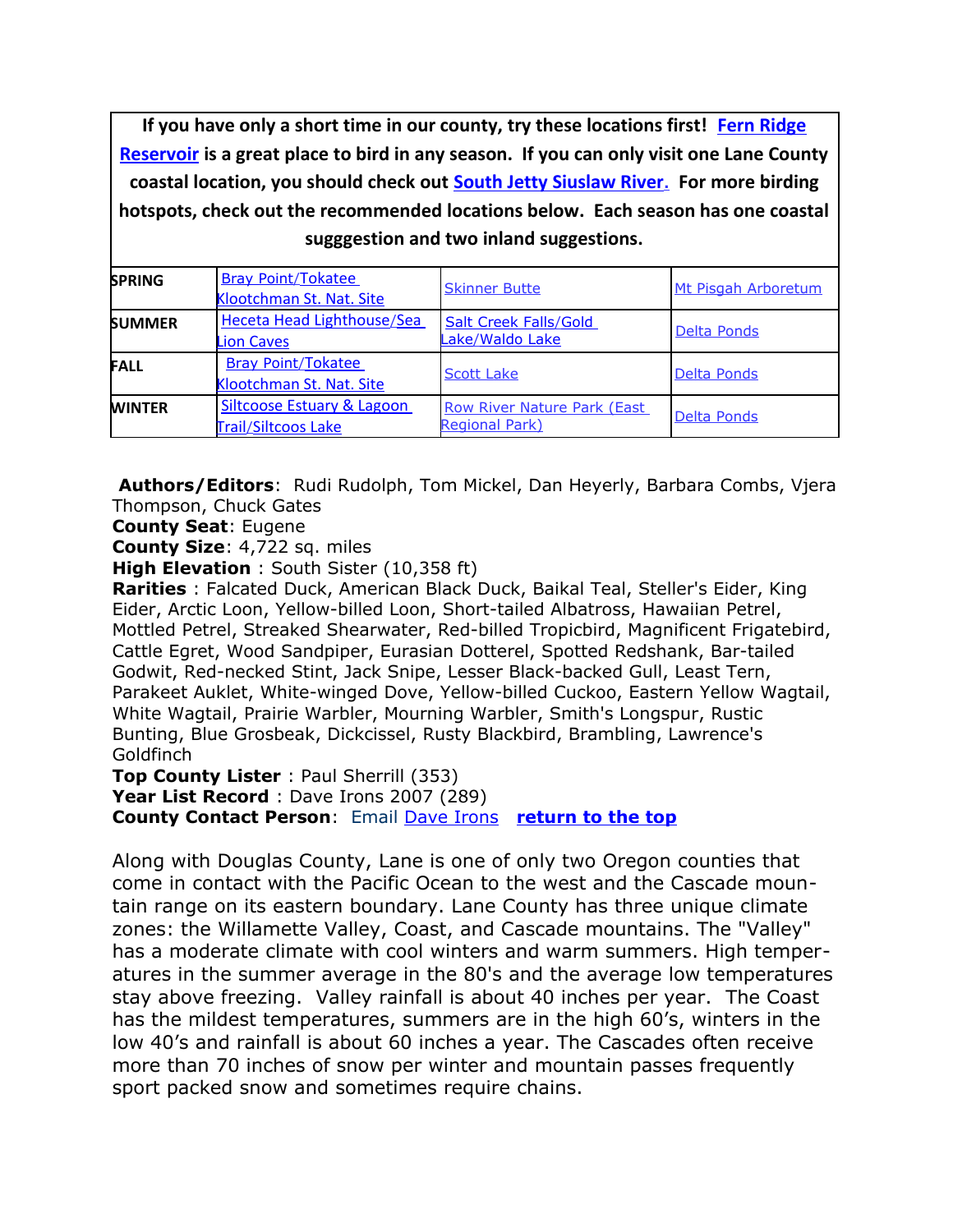**If you have only a short time in our county, try these locations first! Fern Ridge Reservoir is a great place to bird in any season. If you can only visit one Lane County coastal location, you should check out South Jetty Siuslaw River. For more birding hotspots, check out the recommended locations below. Each season has one coastal sugggestion and two inland suggestions.**

| | | | |
|---|---|---|---|
| **SPRING** | Bray Point/Tokatee Klootchman St. Nat. Site | Skinner Butte | Mt Pisgah Arboretum |
| **SUMMER** | Heceta Head Lighthouse/Sea Lion Caves | Salt Creek Falls/Gold Lake/Waldo Lake | Delta Ponds |
| **FALL** | Bray Point/Tokatee Klootchman St. Nat. Site | Scott Lake | Delta Ponds |
| **WINTER** | Siltcoose Estuary & Lagoon Trail/Siltcoos Lake | Row River Nature Park (East Regional Park) | Delta Ponds |

**Authors/Editors**: Rudi Rudolph, Tom Mickel, Dan Heyerly, Barbara Combs, Vjera Thompson, Chuck Gates
**County Seat**: Eugene
**County Size**: 4,722 sq. miles
**High Elevation** : South Sister (10,358 ft)
**Rarities** : Falcated Duck, American Black Duck, Baikal Teal, Steller's Eider, King Eider, Arctic Loon, Yellow-billed Loon, Short-tailed Albatross, Hawaiian Petrel, Mottled Petrel, Streaked Shearwater, Red-billed Tropicbird, Magnificent Frigatebird, Cattle Egret, Wood Sandpiper, Eurasian Dotterel, Spotted Redshank, Bar-tailed Godwit, Red-necked Stint, Jack Snipe, Lesser Black-backed Gull, Least Tern, Parakeet Auklet, White-winged Dove, Yellow-billed Cuckoo, Eastern Yellow Wagtail, White Wagtail, Prairie Warbler, Mourning Warbler, Smith's Longspur, Rustic Bunting, Blue Grosbeak, Dickcissel, Rusty Blackbird, Brambling, Lawrence's Goldfinch
**Top County Lister** : Paul Sherrill (353)
**Year List Record** : Dave Irons 2007 (289)
**County Contact Person**: Email Dave Irons **return to the top**

Along with Douglas County, Lane is one of only two Oregon counties that come in contact with the Pacific Ocean to the west and the Cascade mountain range on its eastern boundary. Lane County has three unique climate zones: the Willamette Valley, Coast, and Cascade mountains. The "Valley" has a moderate climate with cool winters and warm summers. High temperatures in the summer average in the 80's and the average low temperatures stay above freezing. Valley rainfall is about 40 inches per year. The Coast has the mildest temperatures, summers are in the high 60's, winters in the low 40's and rainfall is about 60 inches a year. The Cascades often receive more than 70 inches of snow per winter and mountain passes frequently sport packed snow and sometimes require chains.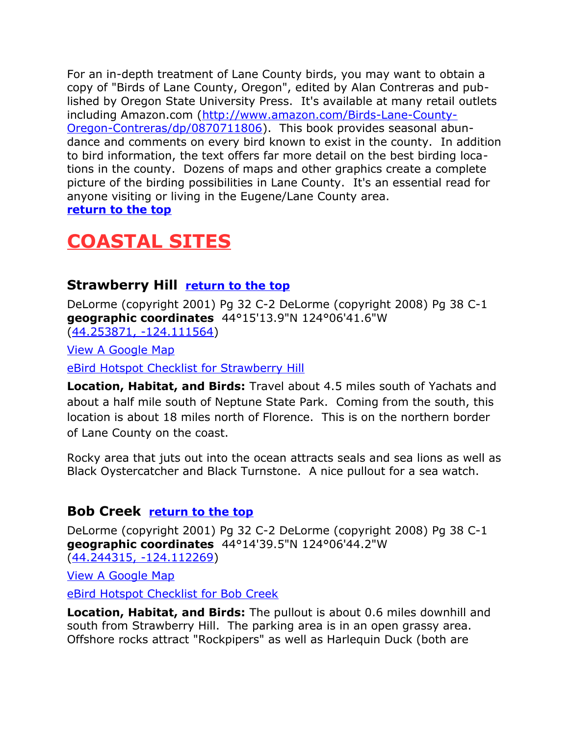For an in-depth treatment of Lane County birds, you may want to obtain a copy of "Birds of Lane County, Oregon", edited by Alan Contreras and published by Oregon State University Press. It's available at many retail outlets including Amazon.com ([http://www.amazon.com/Birds-Lane-County-Oregon-Contreras/dp/0870711806](http://www.amazon.com/Birds-Lane-County-Oregon-Contreras/dp/0870711806)). This book provides seasonal abundance and comments on every bird known to exist in the county. In addition to bird information, the text offers far more detail on the best birding locations in the county. Dozens of maps and other graphics create a complete picture of the birding possibilities in Lane County. It's an essential read for anyone visiting or living in the Eugene/Lane County area.
**return to the top**

# COASTAL SITES

## Strawberry Hill **return to the top**

DeLorme (copyright 2001) Pg 32 C-2 DeLorme (copyright 2008) Pg 38 C-1
**geographic coordinates** 44°15'13.9"N 124°06'41.6"W
(44.253871, -124.111564)

View A Google Map

eBird Hotspot Checklist for Strawberry Hill

**Location, Habitat, and Birds:** Travel about 4.5 miles south of Yachats and about a half mile south of Neptune State Park. Coming from the south, this location is about 18 miles north of Florence. This is on the northern border of Lane County on the coast.

Rocky area that juts out into the ocean attracts seals and sea lions as well as Black Oystercatcher and Black Turnstone. A nice pullout for a sea watch.

## Bob Creek **return to the top**

DeLorme (copyright 2001) Pg 32 C-2 DeLorme (copyright 2008) Pg 38 C-1
**geographic coordinates** 44°14'39.5"N 124°06'44.2"W
(44.244315, -124.112269)

View A Google Map

eBird Hotspot Checklist for Bob Creek

**Location, Habitat, and Birds:** The pullout is about 0.6 miles downhill and south from Strawberry Hill. The parking area is in an open grassy area. Offshore rocks attract "Rockpipers" as well as Harlequin Duck (both are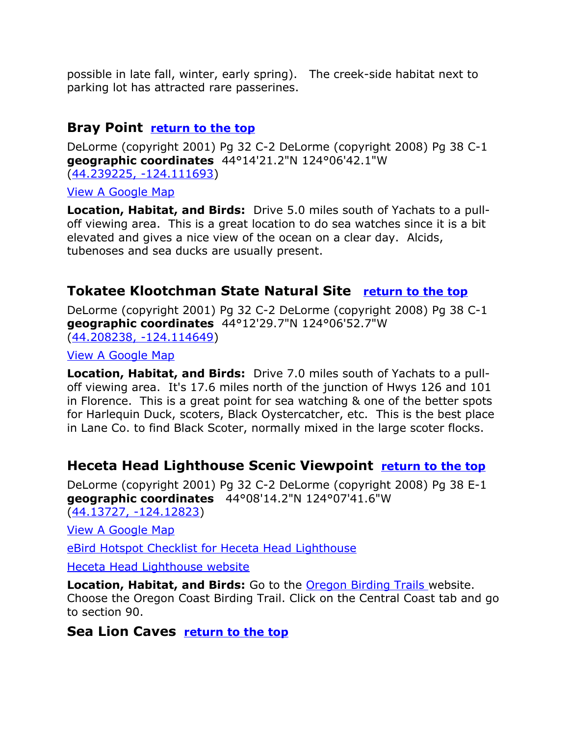possible in late fall, winter, early spring). The creek-side habitat next to parking lot has attracted rare passerines.

## Bray Point [return to the top]

DeLorme (copyright 2001) Pg 32 C-2 DeLorme (copyright 2008) Pg 38 C-1
**geographic coordinates** 44°14'21.2"N 124°06'42.1"W
(44.239225, -124.111693)

View A Google Map

**Location, Habitat, and Birds:** Drive 5.0 miles south of Yachats to a pull-off viewing area. This is a great location to do sea watches since it is a bit elevated and gives a nice view of the ocean on a clear day. Alcids, tubenoses and sea ducks are usually present.

## Tokatee Klootchman State Natural Site [return to the top]

DeLorme (copyright 2001) Pg 32 C-2 DeLorme (copyright 2008) Pg 38 C-1
**geographic coordinates** 44°12'29.7"N 124°06'52.7"W
(44.208238, -124.114649)

View A Google Map

**Location, Habitat, and Birds:** Drive 7.0 miles south of Yachats to a pull-off viewing area. It's 17.6 miles north of the junction of Hwys 126 and 101 in Florence. This is a great point for sea watching & one of the better spots for Harlequin Duck, scoters, Black Oystercatcher, etc. This is the best place in Lane Co. to find Black Scoter, normally mixed in the large scoter flocks.

## Heceta Head Lighthouse Scenic Viewpoint [return to the top]

DeLorme (copyright 2001) Pg 32 C-2 DeLorme (copyright 2008) Pg 38 E-1
**geographic coordinates** 44°08'14.2"N 124°07'41.6"W
(44.13727, -124.12823)

View A Google Map

eBird Hotspot Checklist for Heceta Head Lighthouse

Heceta Head Lighthouse website

**Location, Habitat, and Birds:** Go to the Oregon Birding Trails website. Choose the Oregon Coast Birding Trail. Click on the Central Coast tab and go to section 90.

## Sea Lion Caves [return to the top]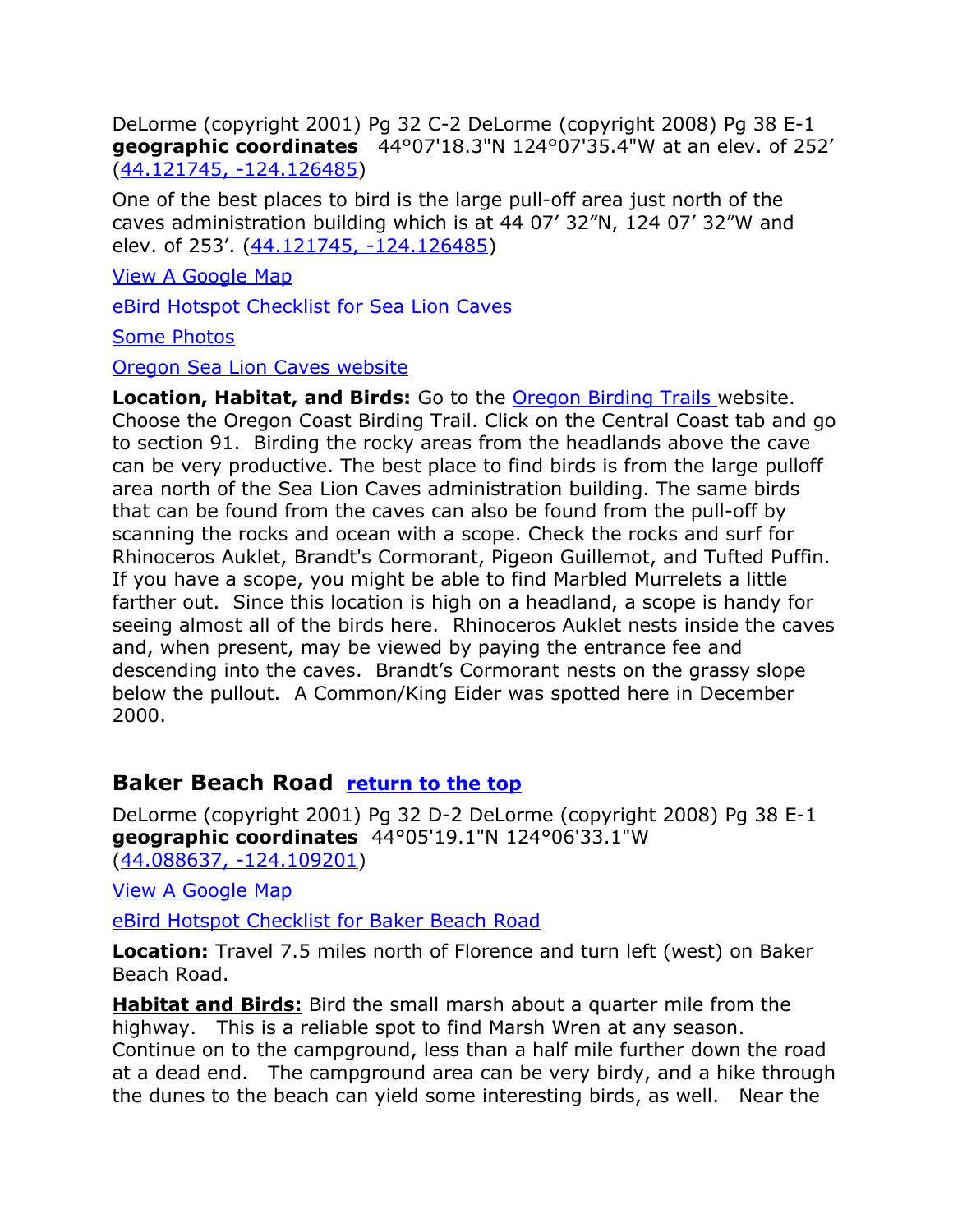DeLorme (copyright 2001) Pg 32 C-2 DeLorme (copyright 2008) Pg 38 E-1
**geographic coordinates** 44°07'18.3"N 124°07'35.4"W at an elev. of 252' (44.121745, -124.126485)

One of the best places to bird is the large pull-off area just north of the caves administration building which is at 44 07' 32"N, 124 07' 32"W and elev. of 253'. (44.121745, -124.126485)

View A Google Map

eBird Hotspot Checklist for Sea Lion Caves

Some Photos

Oregon Sea Lion Caves website

**Location, Habitat, and Birds:** Go to the Oregon Birding Trails website. Choose the Oregon Coast Birding Trail. Click on the Central Coast tab and go to section 91. Birding the rocky areas from the headlands above the cave can be very productive. The best place to find birds is from the large pulloff area north of the Sea Lion Caves administration building. The same birds that can be found from the caves can also be found from the pull-off by scanning the rocks and ocean with a scope. Check the rocks and surf for Rhinoceros Auklet, Brandt's Cormorant, Pigeon Guillemot, and Tufted Puffin. If you have a scope, you might be able to find Marbled Murrelets a little farther out. Since this location is high on a headland, a scope is handy for seeing almost all of the birds here. Rhinoceros Auklet nests inside the caves and, when present, may be viewed by paying the entrance fee and descending into the caves. Brandt's Cormorant nests on the grassy slope below the pullout. A Common/King Eider was spotted here in December 2000.

## Baker Beach Road return to the top

DeLorme (copyright 2001) Pg 32 D-2 DeLorme (copyright 2008) Pg 38 E-1
**geographic coordinates** 44°05'19.1"N 124°06'33.1"W (44.088637, -124.109201)

View A Google Map

eBird Hotspot Checklist for Baker Beach Road

**Location:** Travel 7.5 miles north of Florence and turn left (west) on Baker Beach Road.

**Habitat and Birds:** Bird the small marsh about a quarter mile from the highway. This is a reliable spot to find Marsh Wren at any season. Continue on to the campground, less than a half mile further down the road at a dead end. The campground area can be very birdy, and a hike through the dunes to the beach can yield some interesting birds, as well. Near the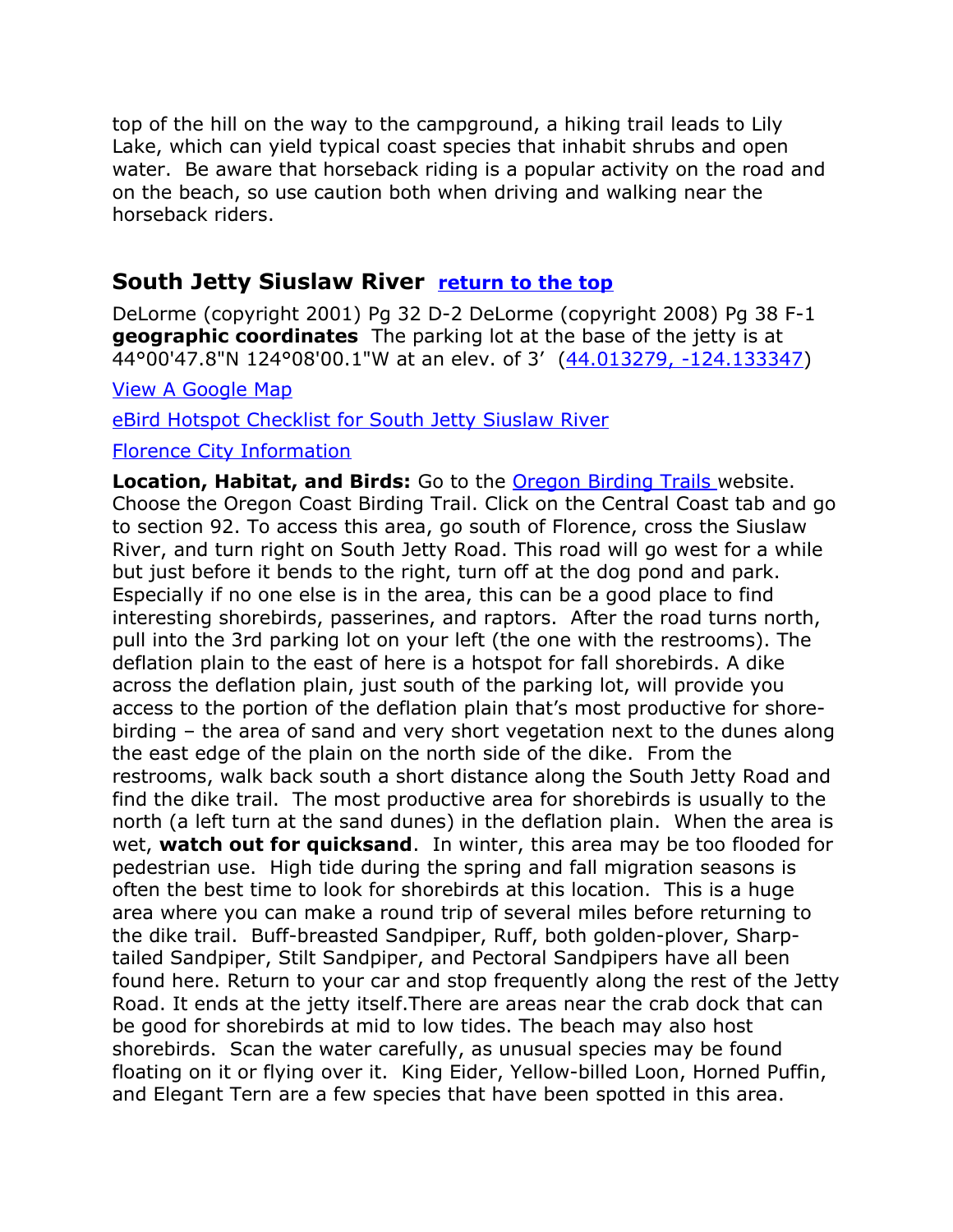top of the hill on the way to the campground, a hiking trail leads to Lily Lake, which can yield typical coast species that inhabit shrubs and open water. Be aware that horseback riding is a popular activity on the road and on the beach, so use caution both when driving and walking near the horseback riders.

## South Jetty Siuslaw River [return to the top]

DeLorme (copyright 2001) Pg 32 D-2 DeLorme (copyright 2008) Pg 38 F-1
**geographic coordinates** The parking lot at the base of the jetty is at 44°00'47.8"N 124°08'00.1"W at an elev. of 3' (44.013279, -124.133347)

View A Google Map

eBird Hotspot Checklist for South Jetty Siuslaw River

Florence City Information

**Location, Habitat, and Birds:** Go to the Oregon Birding Trails website. Choose the Oregon Coast Birding Trail. Click on the Central Coast tab and go to section 92. To access this area, go south of Florence, cross the Siuslaw River, and turn right on South Jetty Road. This road will go west for a while but just before it bends to the right, turn off at the dog pond and park. Especially if no one else is in the area, this can be a good place to find interesting shorebirds, passerines, and raptors. After the road turns north, pull into the 3rd parking lot on your left (the one with the restrooms). The deflation plain to the east of here is a hotspot for fall shorebirds. A dike across the deflation plain, just south of the parking lot, will provide you access to the portion of the deflation plain that's most productive for shore-birding – the area of sand and very short vegetation next to the dunes along the east edge of the plain on the north side of the dike. From the restrooms, walk back south a short distance along the South Jetty Road and find the dike trail. The most productive area for shorebirds is usually to the north (a left turn at the sand dunes) in the deflation plain. When the area is wet, **watch out for quicksand**. In winter, this area may be too flooded for pedestrian use. High tide during the spring and fall migration seasons is often the best time to look for shorebirds at this location. This is a huge area where you can make a round trip of several miles before returning to the dike trail. Buff-breasted Sandpiper, Ruff, both golden-plover, Sharp-tailed Sandpiper, Stilt Sandpiper, and Pectoral Sandpipers have all been found here. Return to your car and stop frequently along the rest of the Jetty Road. It ends at the jetty itself.There are areas near the crab dock that can be good for shorebirds at mid to low tides. The beach may also host shorebirds. Scan the water carefully, as unusual species may be found floating on it or flying over it. King Eider, Yellow-billed Loon, Horned Puffin, and Elegant Tern are a few species that have been spotted in this area.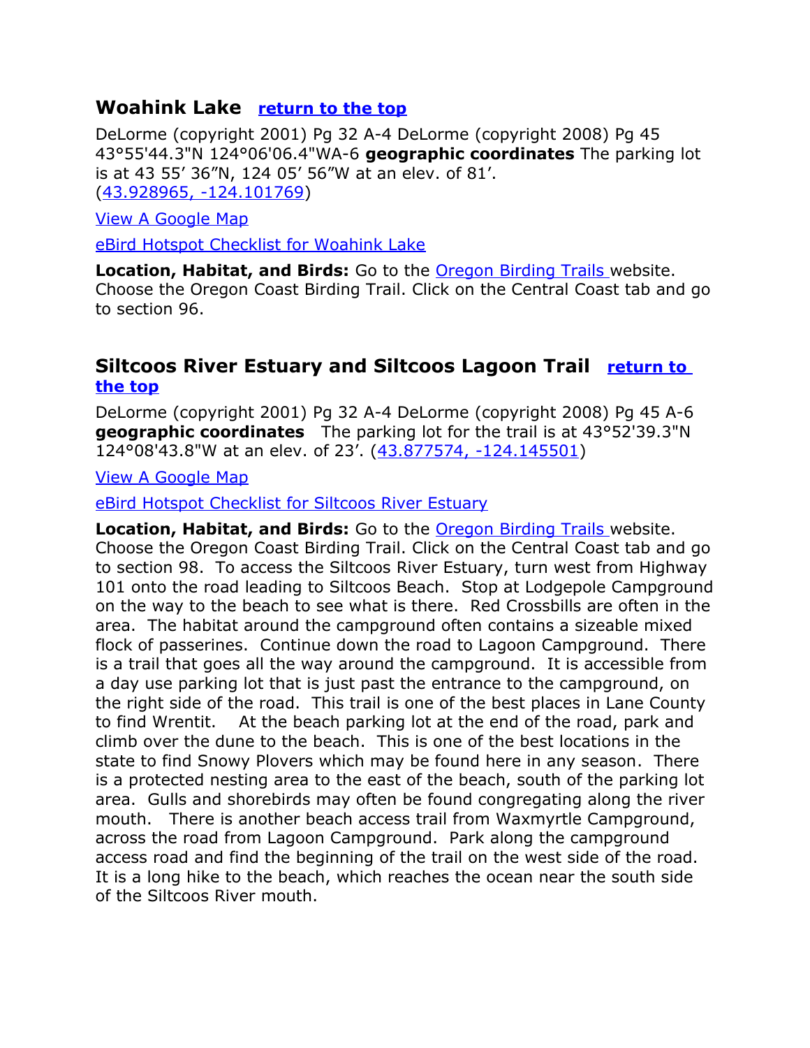## Woahink Lake [return to the top]

DeLorme (copyright 2001) Pg 32 A-4 DeLorme (copyright 2008) Pg 45 43°55'44.3"N 124°06'06.4"WA-6 **geographic coordinates** The parking lot is at 43 55’ 36”N, 124 05’ 56”W at an elev. of 81’. (43.928965, -124.101769)

View A Google Map

eBird Hotspot Checklist for Woahink Lake

**Location, Habitat, and Birds:** Go to the Oregon Birding Trails website. Choose the Oregon Coast Birding Trail. Click on the Central Coast tab and go to section 96.

## Siltcoos River Estuary and Siltcoos Lagoon Trail [return to the top]

DeLorme (copyright 2001) Pg 32 A-4 DeLorme (copyright 2008) Pg 45 A-6 **geographic coordinates** The parking lot for the trail is at 43°52'39.3"N 124°08'43.8"W at an elev. of 23’. (43.877574, -124.145501)

View A Google Map

eBird Hotspot Checklist for Siltcoos River Estuary

**Location, Habitat, and Birds:** Go to the Oregon Birding Trails website. Choose the Oregon Coast Birding Trail. Click on the Central Coast tab and go to section 98. To access the Siltcoos River Estuary, turn west from Highway 101 onto the road leading to Siltcoos Beach. Stop at Lodgepole Campground on the way to the beach to see what is there. Red Crossbills are often in the area. The habitat around the campground often contains a sizeable mixed flock of passerines. Continue down the road to Lagoon Campground. There is a trail that goes all the way around the campground. It is accessible from a day use parking lot that is just past the entrance to the campground, on the right side of the road. This trail is one of the best places in Lane County to find Wrentit. At the beach parking lot at the end of the road, park and climb over the dune to the beach. This is one of the best locations in the state to find Snowy Plovers which may be found here in any season. There is a protected nesting area to the east of the beach, south of the parking lot area. Gulls and shorebirds may often be found congregating along the river mouth. There is another beach access trail from Waxmyrtle Campground, across the road from Lagoon Campground. Park along the campground access road and find the beginning of the trail on the west side of the road. It is a long hike to the beach, which reaches the ocean near the south side of the Siltcoos River mouth.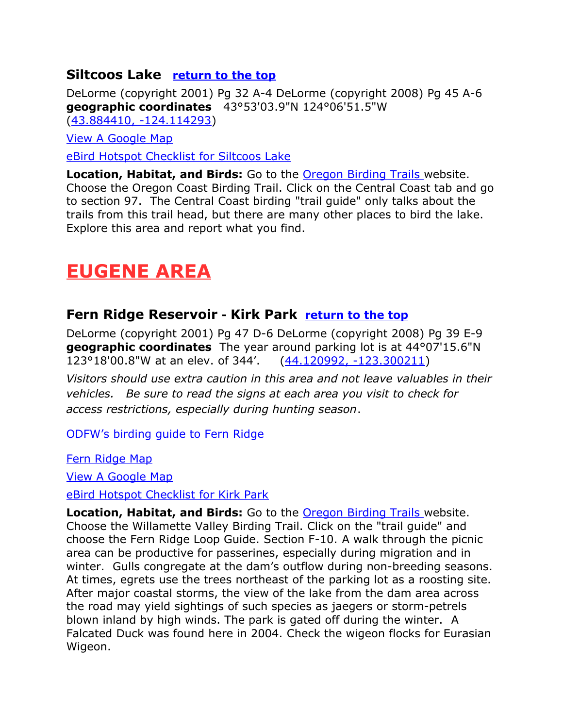### Siltcoos Lake [return to the top]

DeLorme (copyright 2001) Pg 32 A-4 DeLorme (copyright 2008) Pg 45 A-6
**geographic coordinates** 43°53'03.9"N 124°06'51.5"W
(43.884410, -124.114293)

View A Google Map

eBird Hotspot Checklist for Siltcoos Lake

**Location, Habitat, and Birds:** Go to the Oregon Birding Trails website. Choose the Oregon Coast Birding Trail. Click on the Central Coast tab and go to section 97. The Central Coast birding "trail guide" only talks about the trails from this trail head, but there are many other places to bird the lake. Explore this area and report what you find.

# EUGENE AREA

### Fern Ridge Reservoir - Kirk Park [return to the top]

DeLorme (copyright 2001) Pg 47 D-6 DeLorme (copyright 2008) Pg 39 E-9
**geographic coordinates** The year around parking lot is at 44°07'15.6"N 123°18'00.8"W at an elev. of 344'. (44.120992, -123.300211)

*Visitors should use extra caution in this area and not leave valuables in their vehicles. Be sure to read the signs at each area you visit to check for access restrictions, especially during hunting season*.

ODFW's birding guide to Fern Ridge

Fern Ridge Map

View A Google Map

eBird Hotspot Checklist for Kirk Park

**Location, Habitat, and Birds:** Go to the Oregon Birding Trails website. Choose the Willamette Valley Birding Trail. Click on the "trail guide" and choose the Fern Ridge Loop Guide. Section F-10. A walk through the picnic area can be productive for passerines, especially during migration and in winter. Gulls congregate at the dam's outflow during non-breeding seasons. At times, egrets use the trees northeast of the parking lot as a roosting site. After major coastal storms, the view of the lake from the dam area across the road may yield sightings of such species as jaegers or storm-petrels blown inland by high winds. The park is gated off during the winter. A Falcated Duck was found here in 2004. Check the wigeon flocks for Eurasian Wigeon.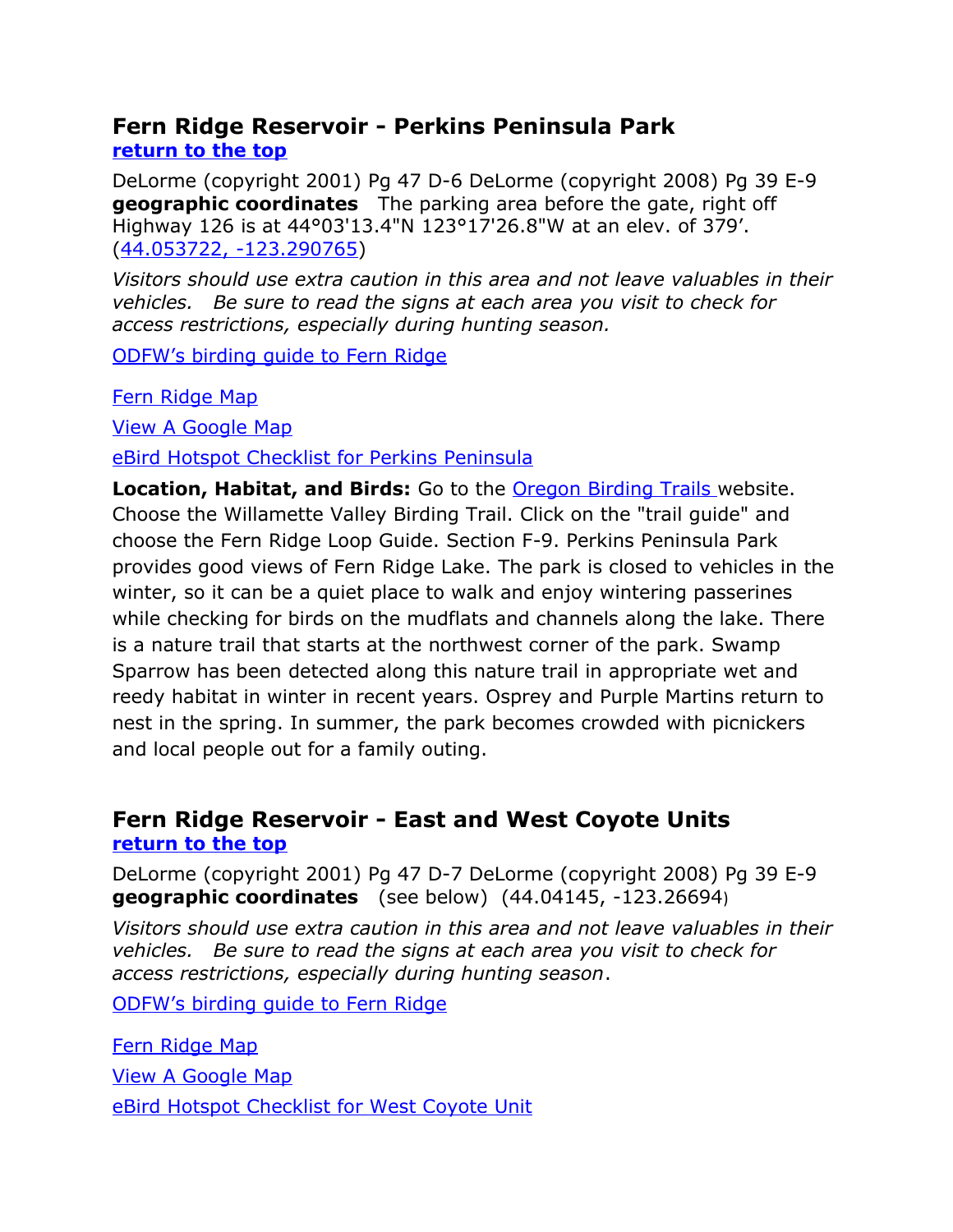## Fern Ridge Reservoir - Perkins Peninsula Park

**return to the top**

DeLorme (copyright 2001) Pg 47 D-6 DeLorme (copyright 2008) Pg 39 E-9
**geographic coordinates** The parking area before the gate, right off Highway 126 is at 44°03'13.4"N 123°17'26.8"W at an elev. of 379'. (44.053722, -123.290765)

*Visitors should use extra caution in this area and not leave valuables in their vehicles. Be sure to read the signs at each area you visit to check for access restrictions, especially during hunting season.*

ODFW's birding guide to Fern Ridge

Fern Ridge Map

View A Google Map

eBird Hotspot Checklist for Perkins Peninsula

**Location, Habitat, and Birds:** Go to the Oregon Birding Trails website. Choose the Willamette Valley Birding Trail. Click on the "trail guide" and choose the Fern Ridge Loop Guide. Section F-9. Perkins Peninsula Park provides good views of Fern Ridge Lake. The park is closed to vehicles in the winter, so it can be a quiet place to walk and enjoy wintering passerines while checking for birds on the mudflats and channels along the lake. There is a nature trail that starts at the northwest corner of the park. Swamp Sparrow has been detected along this nature trail in appropriate wet and reedy habitat in winter in recent years. Osprey and Purple Martins return to nest in the spring. In summer, the park becomes crowded with picnickers and local people out for a family outing.

## Fern Ridge Reservoir - East and West Coyote Units

**return to the top**

DeLorme (copyright 2001) Pg 47 D-7 DeLorme (copyright 2008) Pg 39 E-9
**geographic coordinates** (see below) (44.04145, -123.26694)

*Visitors should use extra caution in this area and not leave valuables in their vehicles. Be sure to read the signs at each area you visit to check for access restrictions, especially during hunting season*.

ODFW's birding guide to Fern Ridge

Fern Ridge Map

View A Google Map

eBird Hotspot Checklist for West Coyote Unit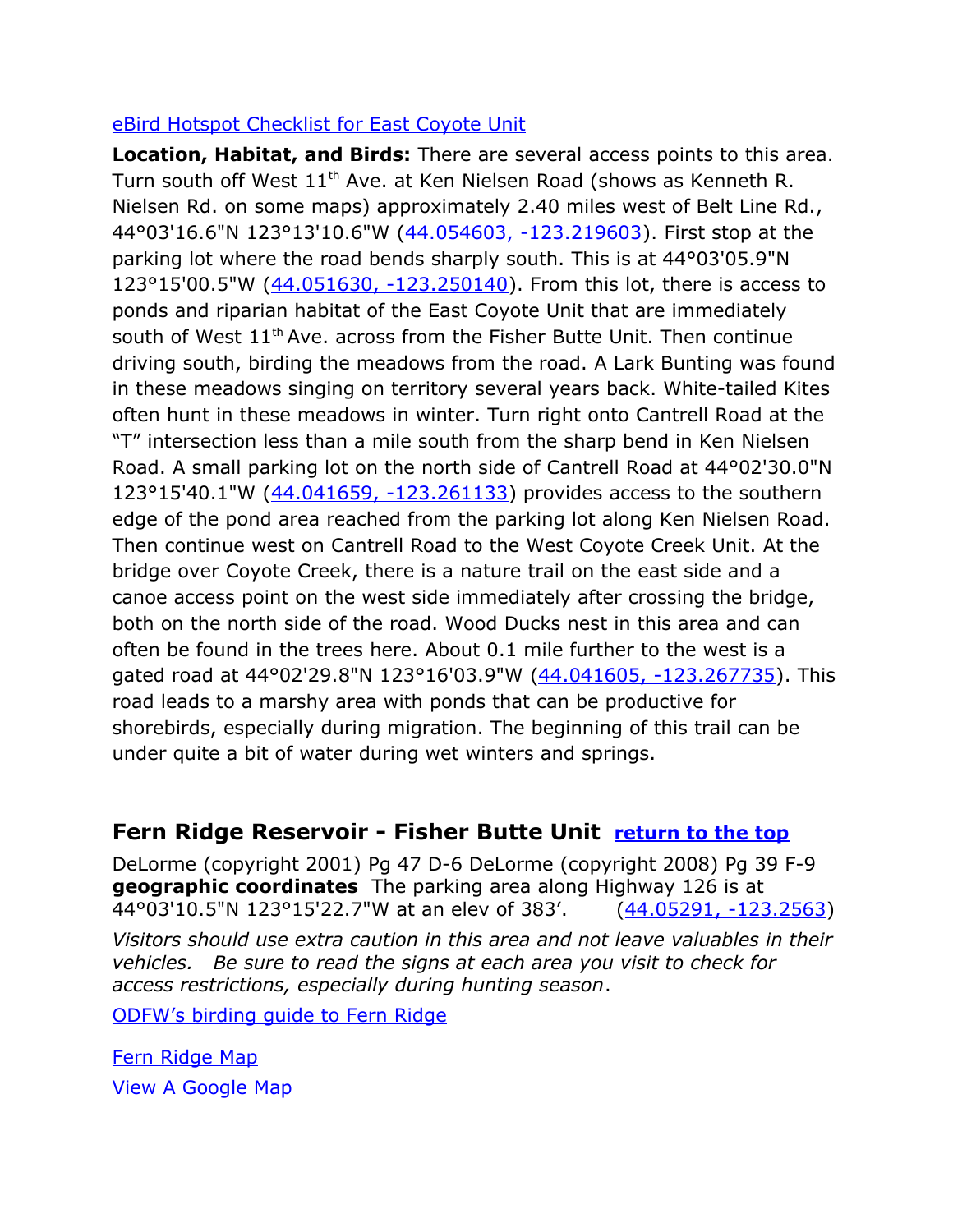eBird Hotspot Checklist for East Coyote Unit

**Location, Habitat, and Birds:** There are several access points to this area. Turn south off West 11th Ave. at Ken Nielsen Road (shows as Kenneth R. Nielsen Rd. on some maps) approximately 2.40 miles west of Belt Line Rd., 44°03'16.6"N 123°13'10.6"W (44.054603, -123.219603). First stop at the parking lot where the road bends sharply south. This is at 44°03'05.9"N 123°15'00.5"W (44.051630, -123.250140). From this lot, there is access to ponds and riparian habitat of the East Coyote Unit that are immediately south of West 11th Ave. across from the Fisher Butte Unit. Then continue driving south, birding the meadows from the road. A Lark Bunting was found in these meadows singing on territory several years back. White-tailed Kites often hunt in these meadows in winter. Turn right onto Cantrell Road at the "T" intersection less than a mile south from the sharp bend in Ken Nielsen Road. A small parking lot on the north side of Cantrell Road at 44°02'30.0"N 123°15'40.1"W (44.041659, -123.261133) provides access to the southern edge of the pond area reached from the parking lot along Ken Nielsen Road. Then continue west on Cantrell Road to the West Coyote Creek Unit. At the bridge over Coyote Creek, there is a nature trail on the east side and a canoe access point on the west side immediately after crossing the bridge, both on the north side of the road. Wood Ducks nest in this area and can often be found in the trees here. About 0.1 mile further to the west is a gated road at 44°02'29.8"N 123°16'03.9"W (44.041605, -123.267735). This road leads to a marshy area with ponds that can be productive for shorebirds, especially during migration. The beginning of this trail can be under quite a bit of water during wet winters and springs.

## Fern Ridge Reservoir - Fisher Butte Unit **return to the top**

DeLorme (copyright 2001) Pg 47 D-6 DeLorme (copyright 2008) Pg 39 F-9
**geographic coordinates** The parking area along Highway 126 is at 44°03'10.5"N 123°15'22.7"W at an elev of 383'. (44.05291, -123.2563)

*Visitors should use extra caution in this area and not leave valuables in their vehicles. Be sure to read the signs at each area you visit to check for access restrictions, especially during hunting season*.

ODFW's birding guide to Fern Ridge

Fern Ridge Map

View A Google Map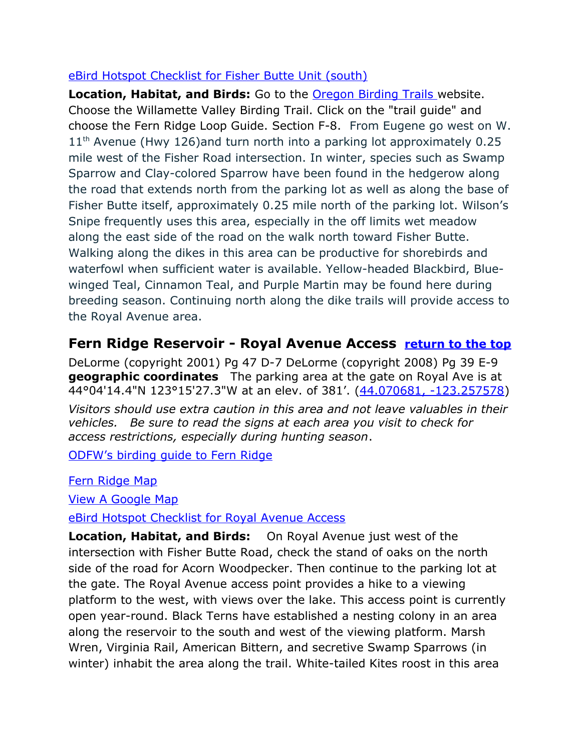[eBird Hotspot Checklist for Fisher Butte Unit (south)](#)

**Location, Habitat, and Birds:** Go to the [Oregon Birding Trails](#) website. Choose the Willamette Valley Birding Trail. Click on the "trail guide" and choose the Fern Ridge Loop Guide. Section F-8. From Eugene go west on W. 11th Avenue (Hwy 126)and turn north into a parking lot approximately 0.25 mile west of the Fisher Road intersection. In winter, species such as Swamp Sparrow and Clay-colored Sparrow have been found in the hedgerow along the road that extends north from the parking lot as well as along the base of Fisher Butte itself, approximately 0.25 mile north of the parking lot. Wilson's Snipe frequently uses this area, especially in the off limits wet meadow along the east side of the road on the walk north toward Fisher Butte. Walking along the dikes in this area can be productive for shorebirds and waterfowl when sufficient water is available. Yellow-headed Blackbird, Blue-winged Teal, Cinnamon Teal, and Purple Martin may be found here during breeding season. Continuing north along the dike trails will provide access to the Royal Avenue area.

## Fern Ridge Reservoir - Royal Avenue Access [return to the top](#)

DeLorme (copyright 2001) Pg 47 D-7 DeLorme (copyright 2008) Pg 39 E-9 **geographic coordinates** The parking area at the gate on Royal Ave is at 44°04'14.4"N 123°15'27.3"W at an elev. of 381'. ([44.070681, -123.257578](#))

*Visitors should use extra caution in this area and not leave valuables in their vehicles. Be sure to read the signs at each area you visit to check for access restrictions, especially during hunting season*.

[ODFW's birding guide to Fern Ridge](#)

[Fern Ridge Map](#)

[View A Google Map](#)

[eBird Hotspot Checklist for Royal Avenue Access](#)

**Location, Habitat, and Birds:** On Royal Avenue just west of the intersection with Fisher Butte Road, check the stand of oaks on the north side of the road for Acorn Woodpecker. Then continue to the parking lot at the gate. The Royal Avenue access point provides a hike to a viewing platform to the west, with views over the lake. This access point is currently open year-round. Black Terns have established a nesting colony in an area along the reservoir to the south and west of the viewing platform. Marsh Wren, Virginia Rail, American Bittern, and secretive Swamp Sparrows (in winter) inhabit the area along the trail. White-tailed Kites roost in this area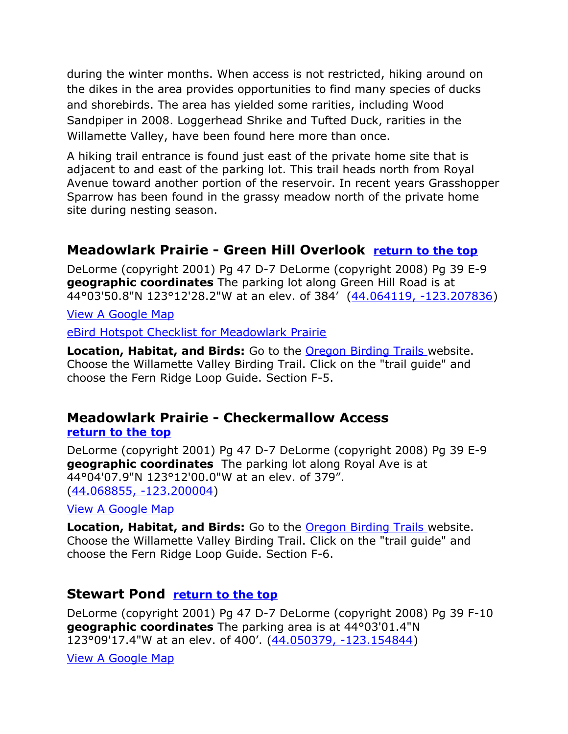during the winter months. When access is not restricted, hiking around on the dikes in the area provides opportunities to find many species of ducks and shorebirds. The area has yielded some rarities, including Wood Sandpiper in 2008. Loggerhead Shrike and Tufted Duck, rarities in the Willamette Valley, have been found here more than once.

A hiking trail entrance is found just east of the private home site that is adjacent to and east of the parking lot. This trail heads north from Royal Avenue toward another portion of the reservoir. In recent years Grasshopper Sparrow has been found in the grassy meadow north of the private home site during nesting season.

## Meadowlark Prairie - Green Hill Overlook [return to the top]

DeLorme (copyright 2001) Pg 47 D-7 DeLorme (copyright 2008) Pg 39 E-9 **geographic coordinates** The parking lot along Green Hill Road is at 44°03'50.8"N 123°12'28.2"W at an elev. of 384' (44.064119, -123.207836)

View A Google Map

eBird Hotspot Checklist for Meadowlark Prairie

**Location, Habitat, and Birds:** Go to the Oregon Birding Trails website. Choose the Willamette Valley Birding Trail. Click on the "trail guide" and choose the Fern Ridge Loop Guide. Section F-5.

## Meadowlark Prairie - Checkermallow Access [return to the top]

DeLorme (copyright 2001) Pg 47 D-7 DeLorme (copyright 2008) Pg 39 E-9 **geographic coordinates** The parking lot along Royal Ave is at 44°04'07.9"N 123°12'00.0"W at an elev. of 379". (44.068855, -123.200004)

View A Google Map

**Location, Habitat, and Birds:** Go to the Oregon Birding Trails website. Choose the Willamette Valley Birding Trail. Click on the "trail guide" and choose the Fern Ridge Loop Guide. Section F-6.

## Stewart Pond [return to the top]

DeLorme (copyright 2001) Pg 47 D-7 DeLorme (copyright 2008) Pg 39 F-10 **geographic coordinates** The parking area is at 44°03'01.4"N 123°09'17.4"W at an elev. of 400'. (44.050379, -123.154844)

View A Google Map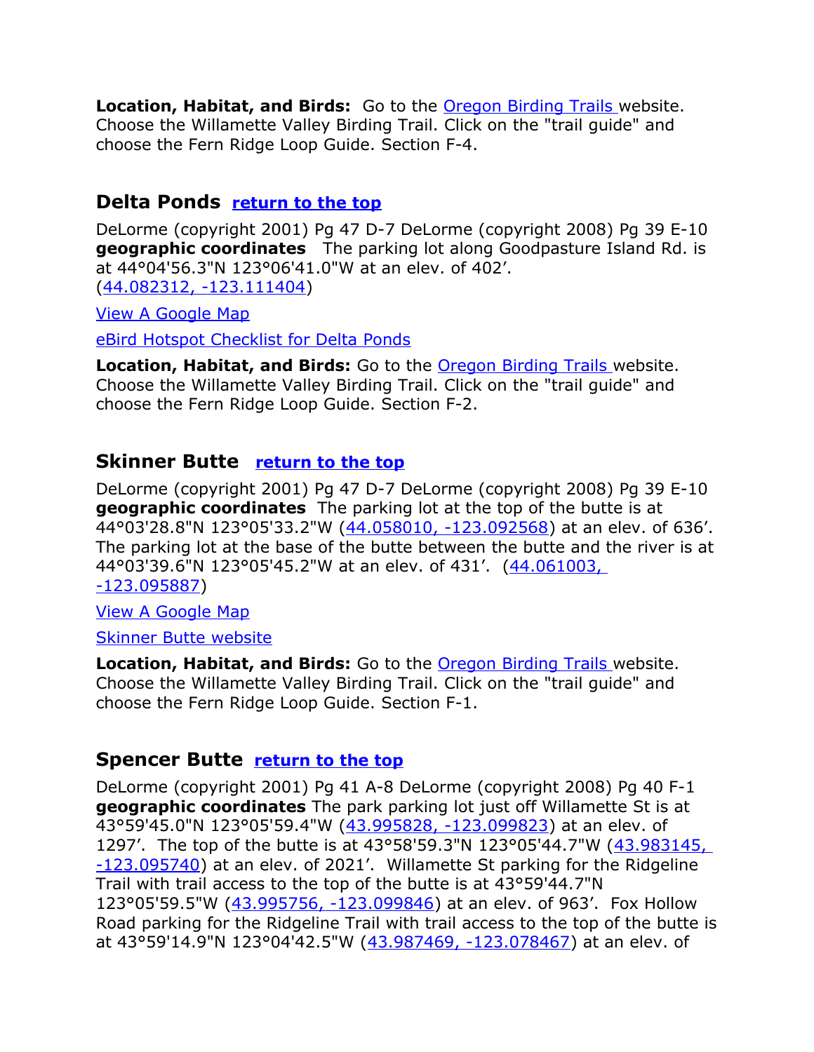**Location, Habitat, and Birds:** Go to the Oregon Birding Trails website. Choose the Willamette Valley Birding Trail. Click on the "trail guide" and choose the Fern Ridge Loop Guide. Section F-4.

## Delta Ponds return to the top

DeLorme (copyright 2001) Pg 47 D-7 DeLorme (copyright 2008) Pg 39 E-10 **geographic coordinates** The parking lot along Goodpasture Island Rd. is at 44°04'56.3"N 123°06'41.0"W at an elev. of 402'. (44.082312, -123.111404)

View A Google Map

eBird Hotspot Checklist for Delta Ponds

**Location, Habitat, and Birds:** Go to the Oregon Birding Trails website. Choose the Willamette Valley Birding Trail. Click on the "trail guide" and choose the Fern Ridge Loop Guide. Section F-2.

## Skinner Butte return to the top

DeLorme (copyright 2001) Pg 47 D-7 DeLorme (copyright 2008) Pg 39 E-10 **geographic coordinates** The parking lot at the top of the butte is at 44°03'28.8"N 123°05'33.2"W (44.058010, -123.092568) at an elev. of 636'. The parking lot at the base of the butte between the butte and the river is at 44°03'39.6"N 123°05'45.2"W at an elev. of 431'. (44.061003, -123.095887)

View A Google Map

Skinner Butte website

**Location, Habitat, and Birds:** Go to the Oregon Birding Trails website. Choose the Willamette Valley Birding Trail. Click on the "trail guide" and choose the Fern Ridge Loop Guide. Section F-1.

## Spencer Butte return to the top

DeLorme (copyright 2001) Pg 41 A-8 DeLorme (copyright 2008) Pg 40 F-1 **geographic coordinates** The park parking lot just off Willamette St is at 43°59'45.0"N 123°05'59.4"W (43.995828, -123.099823) at an elev. of 1297'. The top of the butte is at 43°58'59.3"N 123°05'44.7"W (43.983145, -123.095740) at an elev. of 2021'. Willamette St parking for the Ridgeline Trail with trail access to the top of the butte is at 43°59'44.7"N 123°05'59.5"W (43.995756, -123.099846) at an elev. of 963'. Fox Hollow Road parking for the Ridgeline Trail with trail access to the top of the butte is at 43°59'14.9"N 123°04'42.5"W (43.987469, -123.078467) at an elev. of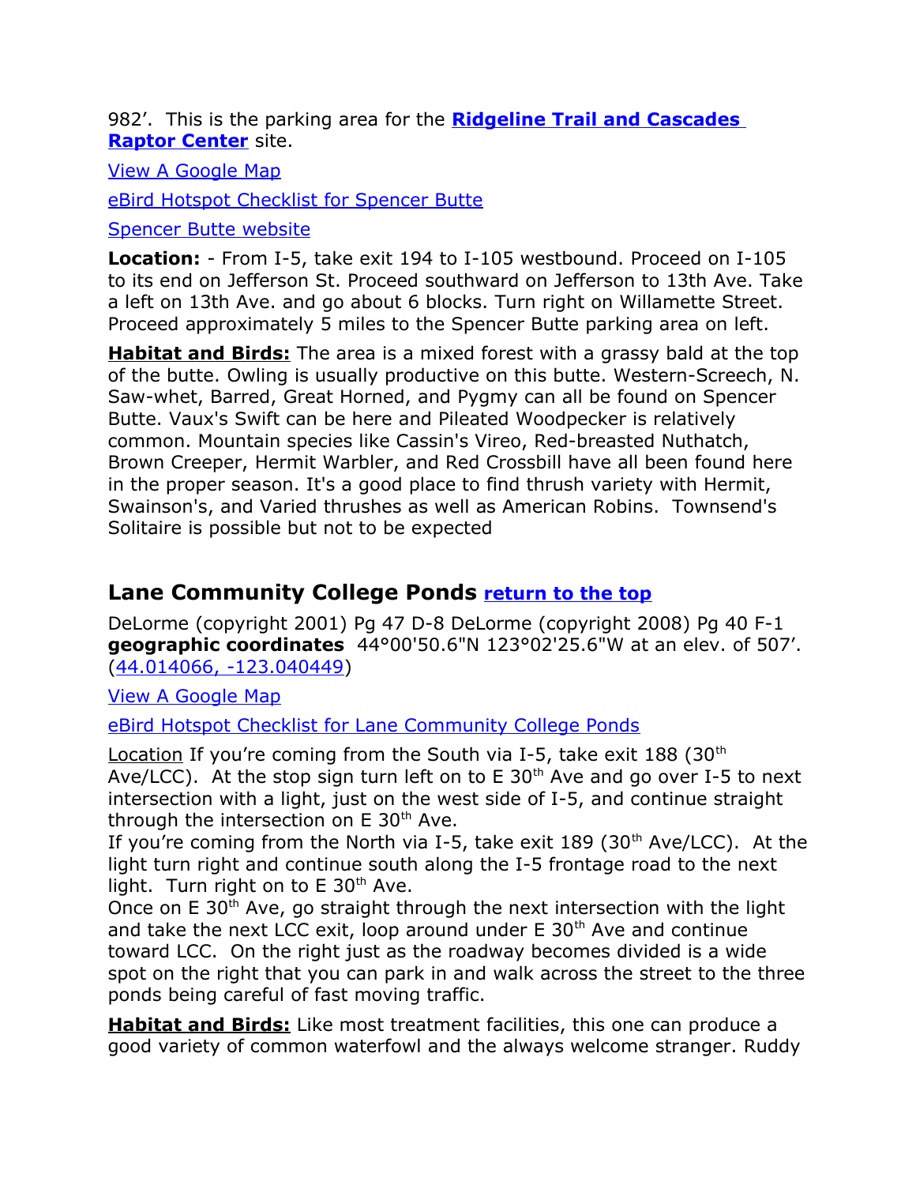982'. This is the parking area for the **Ridgeline Trail and Cascades Raptor Center** site.

View A Google Map

eBird Hotspot Checklist for Spencer Butte

Spencer Butte website

**Location:** - From I-5, take exit 194 to I-105 westbound. Proceed on I-105 to its end on Jefferson St. Proceed southward on Jefferson to 13th Ave. Take a left on 13th Ave. and go about 6 blocks. Turn right on Willamette Street. Proceed approximately 5 miles to the Spencer Butte parking area on left.

**Habitat and Birds:** The area is a mixed forest with a grassy bald at the top of the butte. Owling is usually productive on this butte. Western-Screech, N. Saw-whet, Barred, Great Horned, and Pygmy can all be found on Spencer Butte. Vaux's Swift can be here and Pileated Woodpecker is relatively common. Mountain species like Cassin's Vireo, Red-breasted Nuthatch, Brown Creeper, Hermit Warbler, and Red Crossbill have all been found here in the proper season. It's a good place to find thrush variety with Hermit, Swainson's, and Varied thrushes as well as American Robins. Townsend's Solitaire is possible but not to be expected

## Lane Community College Ponds return to the top

DeLorme (copyright 2001) Pg 47 D-8 DeLorme (copyright 2008) Pg 40 F-1 **geographic coordinates** 44°00'50.6"N 123°02'25.6"W at an elev. of 507'. (44.014066, -123.040449)

View A Google Map

eBird Hotspot Checklist for Lane Community College Ponds

Location If you're coming from the South via I-5, take exit 188 (30th Ave/LCC). At the stop sign turn left on to E 30th Ave and go over I-5 to next intersection with a light, just on the west side of I-5, and continue straight through the intersection on E 30th Ave.
If you're coming from the North via I-5, take exit 189 (30th Ave/LCC). At the light turn right and continue south along the I-5 frontage road to the next light. Turn right on to E 30th Ave.
Once on E 30th Ave, go straight through the next intersection with the light and take the next LCC exit, loop around under E 30th Ave and continue toward LCC. On the right just as the roadway becomes divided is a wide spot on the right that you can park in and walk across the street to the three ponds being careful of fast moving traffic.

**Habitat and Birds:** Like most treatment facilities, this one can produce a good variety of common waterfowl and the always welcome stranger. Ruddy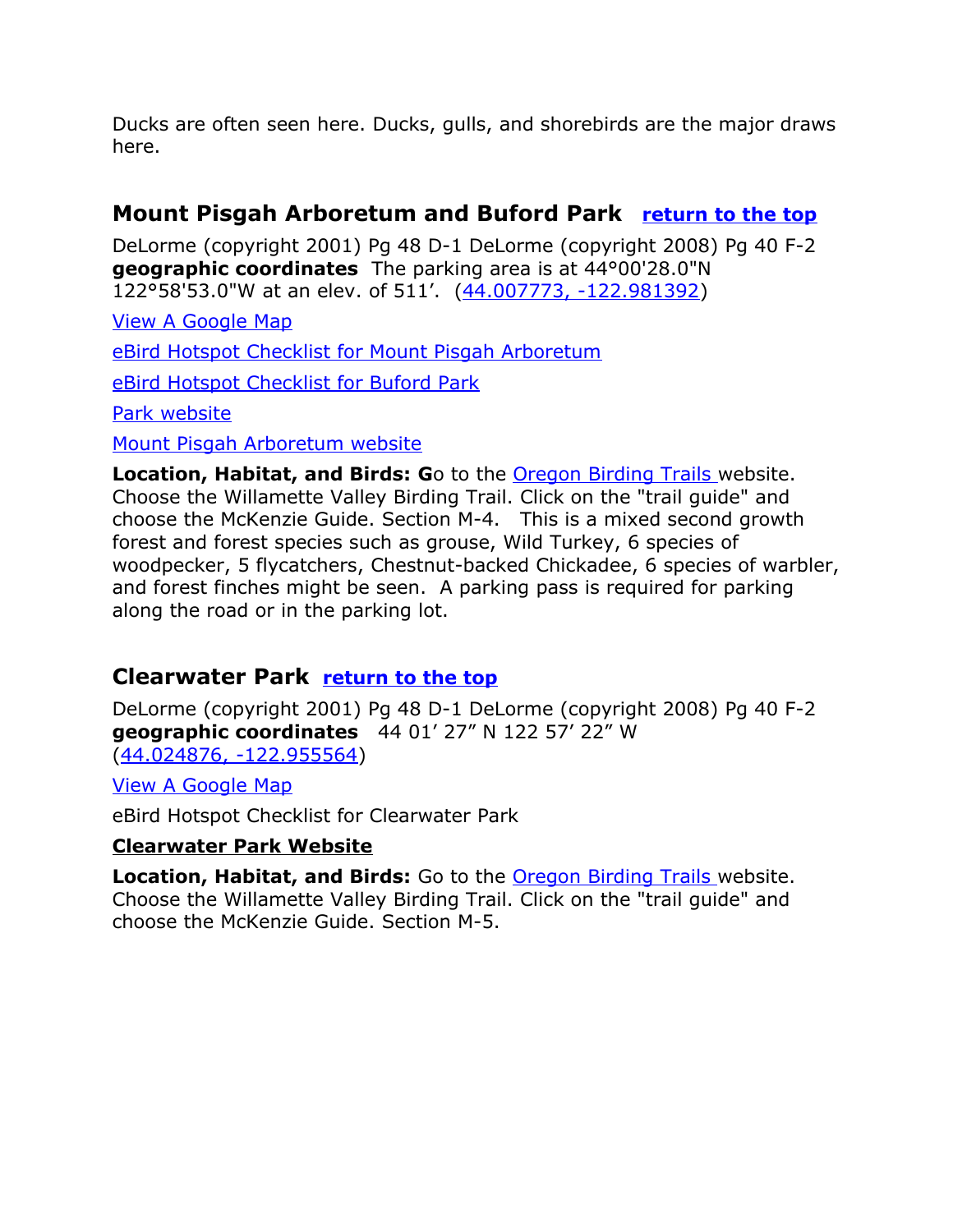Ducks are often seen here. Ducks, gulls, and shorebirds are the major draws here.

## Mount Pisgah Arboretum and Buford Park [return to the top]

DeLorme (copyright 2001) Pg 48 D-1 DeLorme (copyright 2008) Pg 40 F-2
**geographic coordinates** The parking area is at 44°00'28.0"N 122°58'53.0"W at an elev. of 511'. (44.007773, -122.981392)

View A Google Map

eBird Hotspot Checklist for Mount Pisgah Arboretum

eBird Hotspot Checklist for Buford Park

Park website

Mount Pisgah Arboretum website

**Location, Habitat, and Birds: G**o to the Oregon Birding Trails website. Choose the Willamette Valley Birding Trail. Click on the "trail guide" and choose the McKenzie Guide. Section M-4. This is a mixed second growth forest and forest species such as grouse, Wild Turkey, 6 species of woodpecker, 5 flycatchers, Chestnut-backed Chickadee, 6 species of warbler, and forest finches might be seen. A parking pass is required for parking along the road or in the parking lot.

## Clearwater Park [return to the top]

DeLorme (copyright 2001) Pg 48 D-1 DeLorme (copyright 2008) Pg 40 F-2
**geographic coordinates** 44 01' 27" N 122 57' 22" W (44.024876, -122.955564)

View A Google Map

eBird Hotspot Checklist for Clearwater Park

**Clearwater Park Website**

**Location, Habitat, and Birds:** Go to the Oregon Birding Trails website. Choose the Willamette Valley Birding Trail. Click on the "trail guide" and choose the McKenzie Guide. Section M-5.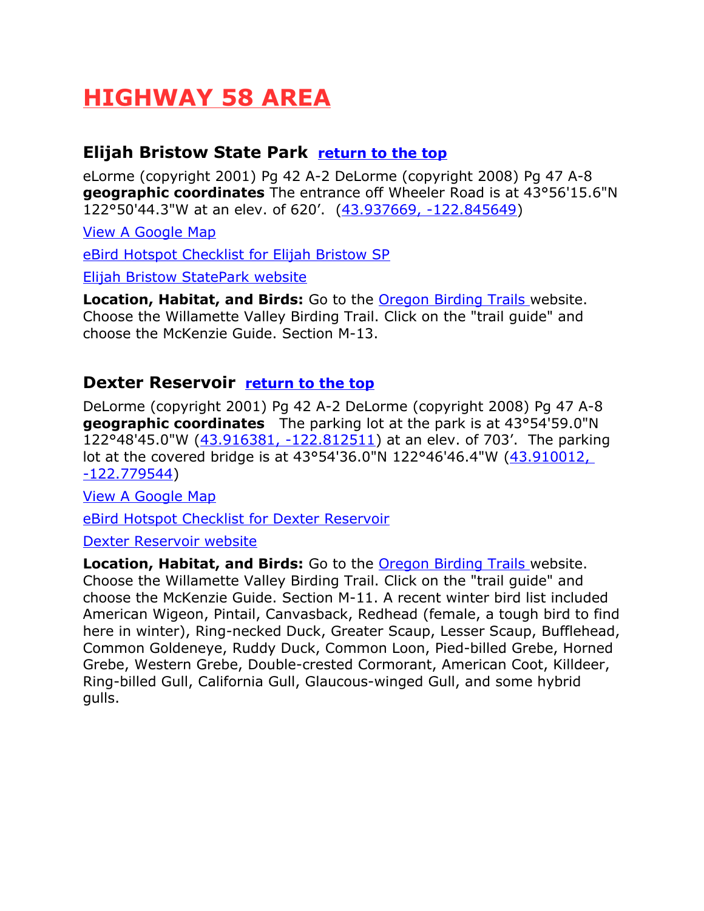# HIGHWAY 58 AREA

## Elijah Bristow State Park [return to the top]

eLorme (copyright 2001) Pg 42 A-2 DeLorme (copyright 2008) Pg 47 A-8
**geographic coordinates** The entrance off Wheeler Road is at 43°56'15.6"N 122°50'44.3"W at an elev. of 620'. (43.937669, -122.845649)

View A Google Map

eBird Hotspot Checklist for Elijah Bristow SP

Elijah Bristow StatePark website

**Location, Habitat, and Birds:** Go to the Oregon Birding Trails website. Choose the Willamette Valley Birding Trail. Click on the "trail guide" and choose the McKenzie Guide. Section M-13.

## Dexter Reservoir [return to the top]

DeLorme (copyright 2001) Pg 42 A-2 DeLorme (copyright 2008) Pg 47 A-8
**geographic coordinates** The parking lot at the park is at 43°54'59.0"N 122°48'45.0"W (43.916381, -122.812511) at an elev. of 703'. The parking lot at the covered bridge is at 43°54'36.0"N 122°46'46.4"W (43.910012, -122.779544)

View A Google Map

eBird Hotspot Checklist for Dexter Reservoir

Dexter Reservoir website

**Location, Habitat, and Birds:** Go to the Oregon Birding Trails website. Choose the Willamette Valley Birding Trail. Click on the "trail guide" and choose the McKenzie Guide. Section M-11. A recent winter bird list included American Wigeon, Pintail, Canvasback, Redhead (female, a tough bird to find here in winter), Ring-necked Duck, Greater Scaup, Lesser Scaup, Bufflehead, Common Goldeneye, Ruddy Duck, Common Loon, Pied-billed Grebe, Horned Grebe, Western Grebe, Double-crested Cormorant, American Coot, Killdeer, Ring-billed Gull, California Gull, Glaucous-winged Gull, and some hybrid gulls.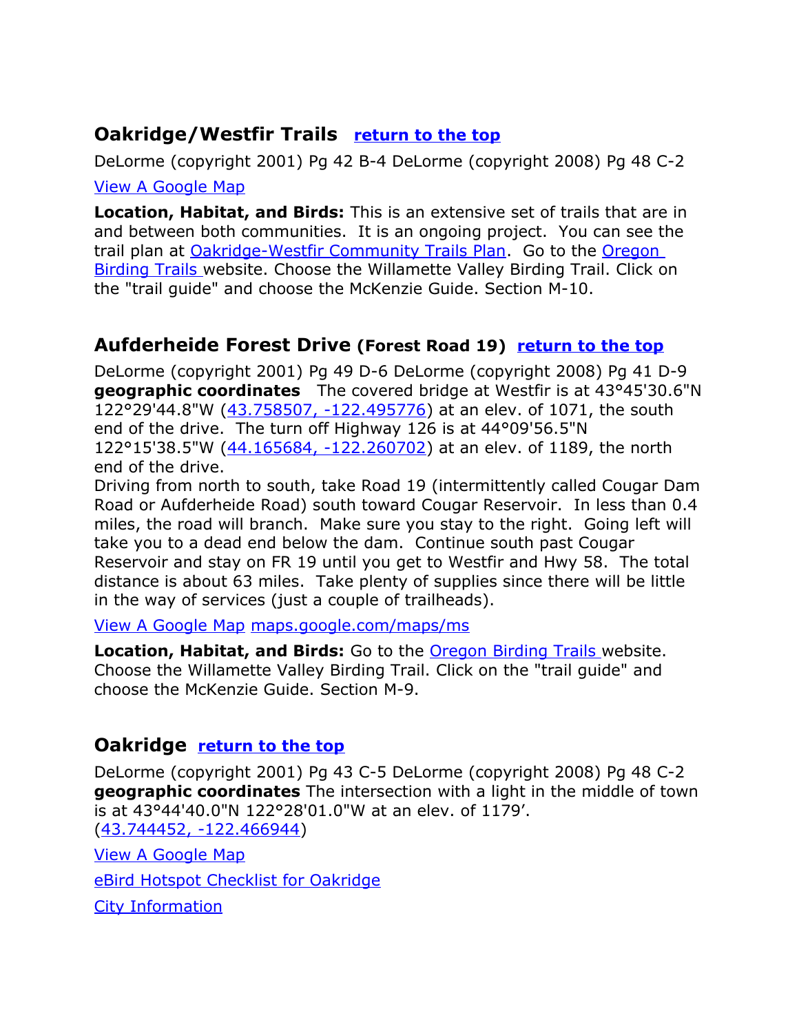## Oakridge/Westfir Trails return to the top

DeLorme (copyright 2001) Pg 42 B-4 DeLorme (copyright 2008) Pg 48 C-2

View A Google Map

**Location, Habitat, and Birds:** This is an extensive set of trails that are in and between both communities. It is an ongoing project. You can see the trail plan at Oakridge-Westfir Community Trails Plan. Go to the Oregon Birding Trails website. Choose the Willamette Valley Birding Trail. Click on the "trail guide" and choose the McKenzie Guide. Section M-10.

## Aufderheide Forest Drive (Forest Road 19) return to the top

DeLorme (copyright 2001) Pg 49 D-6 DeLorme (copyright 2008) Pg 41 D-9
**geographic coordinates** The covered bridge at Westfir is at 43°45'30.6"N 122°29'44.8"W (43.758507, -122.495776) at an elev. of 1071, the south end of the drive. The turn off Highway 126 is at 44°09'56.5"N 122°15'38.5"W (44.165684, -122.260702) at an elev. of 1189, the north end of the drive.
Driving from north to south, take Road 19 (intermittently called Cougar Dam Road or Aufderheide Road) south toward Cougar Reservoir. In less than 0.4 miles, the road will branch. Make sure you stay to the right. Going left will take you to a dead end below the dam. Continue south past Cougar Reservoir and stay on FR 19 until you get to Westfir and Hwy 58. The total distance is about 63 miles. Take plenty of supplies since there will be little in the way of services (just a couple of trailheads).

View A Google Map maps.google.com/maps/ms

**Location, Habitat, and Birds:** Go to the Oregon Birding Trails website. Choose the Willamette Valley Birding Trail. Click on the "trail guide" and choose the McKenzie Guide. Section M-9.

## Oakridge return to the top

DeLorme (copyright 2001) Pg 43 C-5 DeLorme (copyright 2008) Pg 48 C-2
**geographic coordinates** The intersection with a light in the middle of town is at 43°44'40.0"N 122°28'01.0"W at an elev. of 1179'.
(43.744452, -122.466944)

View A Google Map

eBird Hotspot Checklist for Oakridge

City Information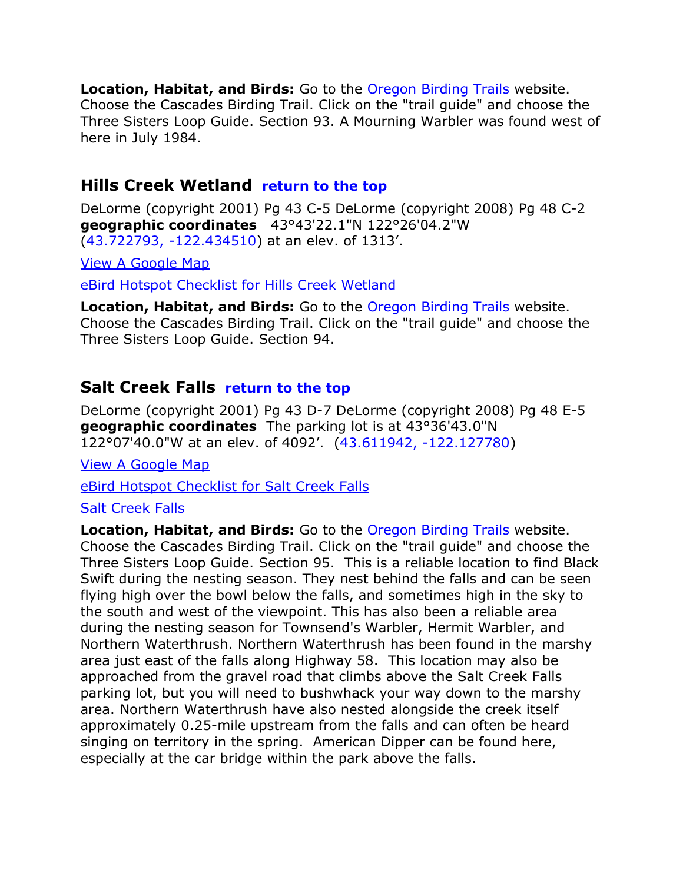**Location, Habitat, and Birds:** Go to the Oregon Birding Trails website. Choose the Cascades Birding Trail. Click on the "trail guide" and choose the Three Sisters Loop Guide. Section 93. A Mourning Warbler was found west of here in July 1984.

## Hills Creek Wetland return to the top

DeLorme (copyright 2001) Pg 43 C-5 DeLorme (copyright 2008) Pg 48 C-2 **geographic coordinates** 43°43'22.1"N 122°26'04.2"W (43.722793, -122.434510) at an elev. of 1313'.

View A Google Map

eBird Hotspot Checklist for Hills Creek Wetland

**Location, Habitat, and Birds:** Go to the Oregon Birding Trails website. Choose the Cascades Birding Trail. Click on the "trail guide" and choose the Three Sisters Loop Guide. Section 94.

## Salt Creek Falls return to the top

DeLorme (copyright 2001) Pg 43 D-7 DeLorme (copyright 2008) Pg 48 E-5 **geographic coordinates** The parking lot is at 43°36'43.0"N 122°07'40.0"W at an elev. of 4092'. (43.611942, -122.127780)

View A Google Map

eBird Hotspot Checklist for Salt Creek Falls

Salt Creek Falls

**Location, Habitat, and Birds:** Go to the Oregon Birding Trails website. Choose the Cascades Birding Trail. Click on the "trail guide" and choose the Three Sisters Loop Guide. Section 95. This is a reliable location to find Black Swift during the nesting season. They nest behind the falls and can be seen flying high over the bowl below the falls, and sometimes high in the sky to the south and west of the viewpoint. This has also been a reliable area during the nesting season for Townsend's Warbler, Hermit Warbler, and Northern Waterthrush. Northern Waterthrush has been found in the marshy area just east of the falls along Highway 58. This location may also be approached from the gravel road that climbs above the Salt Creek Falls parking lot, but you will need to bushwhack your way down to the marshy area. Northern Waterthrush have also nested alongside the creek itself approximately 0.25-mile upstream from the falls and can often be heard singing on territory in the spring. American Dipper can be found here, especially at the car bridge within the park above the falls.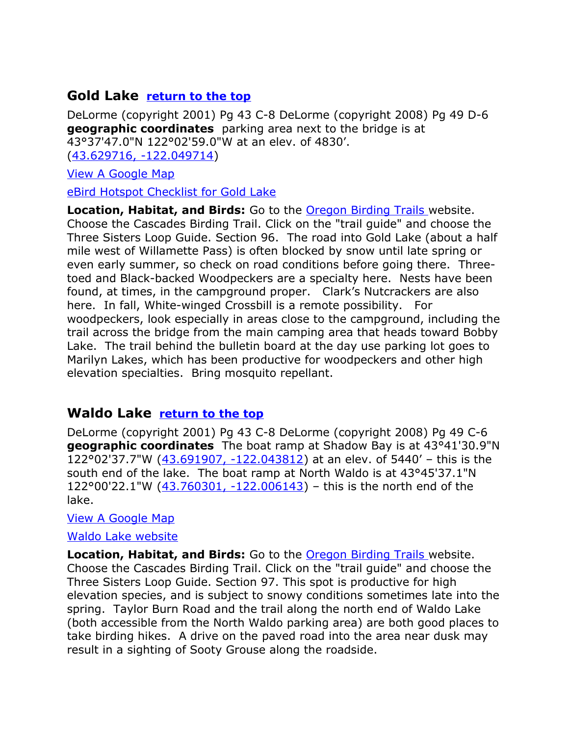## Gold Lake [return to the top]

DeLorme (copyright 2001) Pg 43 C-8 DeLorme (copyright 2008) Pg 49 D-6
**geographic coordinates** parking area next to the bridge is at 43°37'47.0"N 122°02'59.0"W at an elev. of 4830'.
(43.629716, -122.049714)

View A Google Map

eBird Hotspot Checklist for Gold Lake

**Location, Habitat, and Birds:** Go to the Oregon Birding Trails website. Choose the Cascades Birding Trail. Click on the "trail guide" and choose the Three Sisters Loop Guide. Section 96. The road into Gold Lake (about a half mile west of Willamette Pass) is often blocked by snow until late spring or even early summer, so check on road conditions before going there. Three-toed and Black-backed Woodpeckers are a specialty here. Nests have been found, at times, in the campground proper. Clark's Nutcrackers are also here. In fall, White-winged Crossbill is a remote possibility. For woodpeckers, look especially in areas close to the campground, including the trail across the bridge from the main camping area that heads toward Bobby Lake. The trail behind the bulletin board at the day use parking lot goes to Marilyn Lakes, which has been productive for woodpeckers and other high elevation specialties. Bring mosquito repellant.

## Waldo Lake [return to the top]

DeLorme (copyright 2001) Pg 43 C-8 DeLorme (copyright 2008) Pg 49 C-6
**geographic coordinates** The boat ramp at Shadow Bay is at 43°41'30.9"N 122°02'37.7"W (43.691907, -122.043812) at an elev. of 5440' – this is the south end of the lake. The boat ramp at North Waldo is at 43°45'37.1"N 122°00'22.1"W (43.760301, -122.006143) – this is the north end of the lake.

View A Google Map

Waldo Lake website

**Location, Habitat, and Birds:** Go to the Oregon Birding Trails website. Choose the Cascades Birding Trail. Click on the "trail guide" and choose the Three Sisters Loop Guide. Section 97. This spot is productive for high elevation species, and is subject to snowy conditions sometimes late into the spring. Taylor Burn Road and the trail along the north end of Waldo Lake (both accessible from the North Waldo parking area) are both good places to take birding hikes. A drive on the paved road into the area near dusk may result in a sighting of Sooty Grouse along the roadside.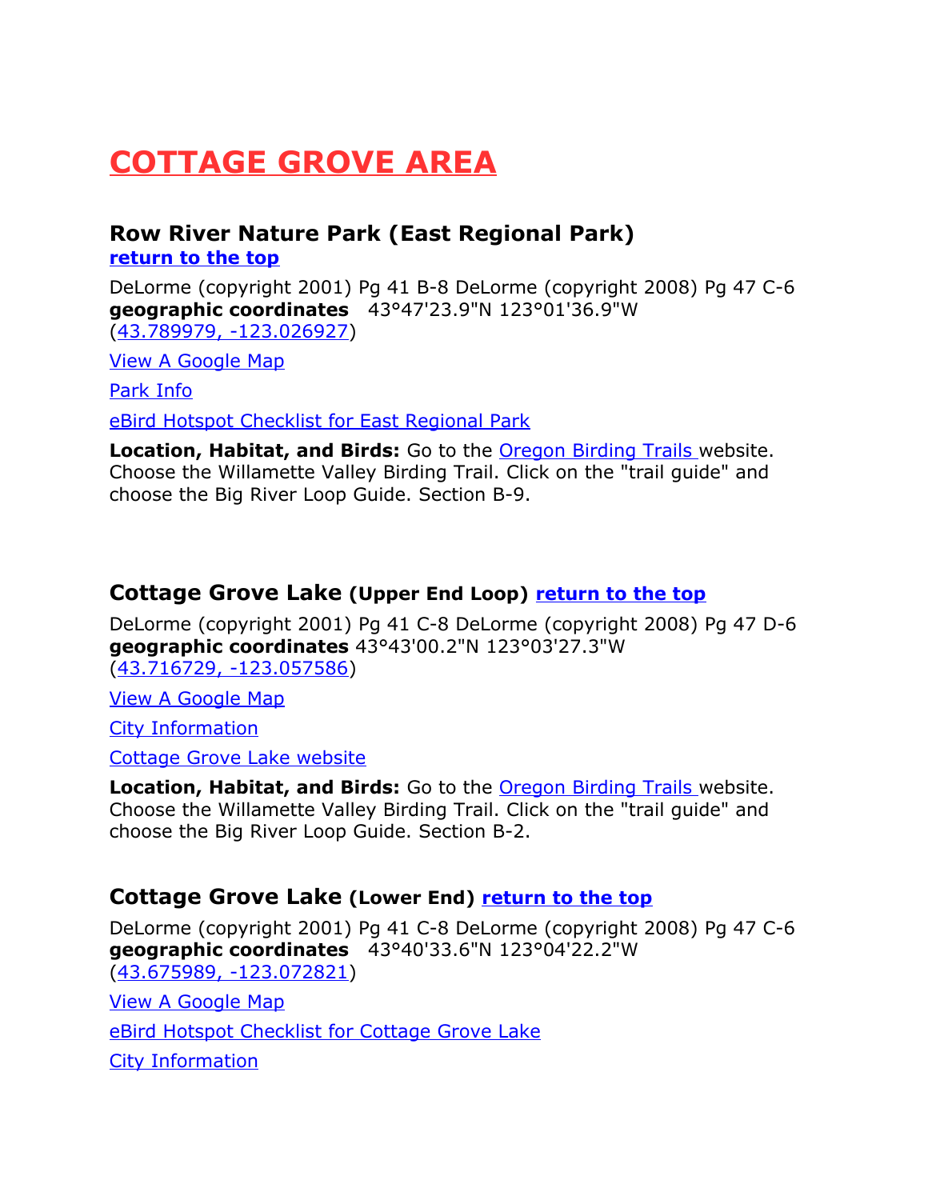# COTTAGE GROVE AREA

## Row River Nature Park (East Regional Park)

**return to the top**

DeLorme (copyright 2001) Pg 41 B-8 DeLorme (copyright 2008) Pg 47 C-6
**geographic coordinates** 43°47'23.9"N 123°01'36.9"W
(43.789979, -123.026927)

View A Google Map

Park Info

eBird Hotspot Checklist for East Regional Park

**Location, Habitat, and Birds:** Go to the Oregon Birding Trails website. Choose the Willamette Valley Birding Trail. Click on the "trail guide" and choose the Big River Loop Guide. Section B-9.

## Cottage Grove Lake (Upper End Loop) return to the top

DeLorme (copyright 2001) Pg 41 C-8 DeLorme (copyright 2008) Pg 47 D-6
**geographic coordinates** 43°43'00.2"N 123°03'27.3"W
(43.716729, -123.057586)

View A Google Map

City Information

Cottage Grove Lake website

**Location, Habitat, and Birds:** Go to the Oregon Birding Trails website. Choose the Willamette Valley Birding Trail. Click on the "trail guide" and choose the Big River Loop Guide. Section B-2.

## Cottage Grove Lake (Lower End) return to the top

DeLorme (copyright 2001) Pg 41 C-8 DeLorme (copyright 2008) Pg 47 C-6
**geographic coordinates** 43°40'33.6"N 123°04'22.2"W
(43.675989, -123.072821)

View A Google Map

eBird Hotspot Checklist for Cottage Grove Lake

City Information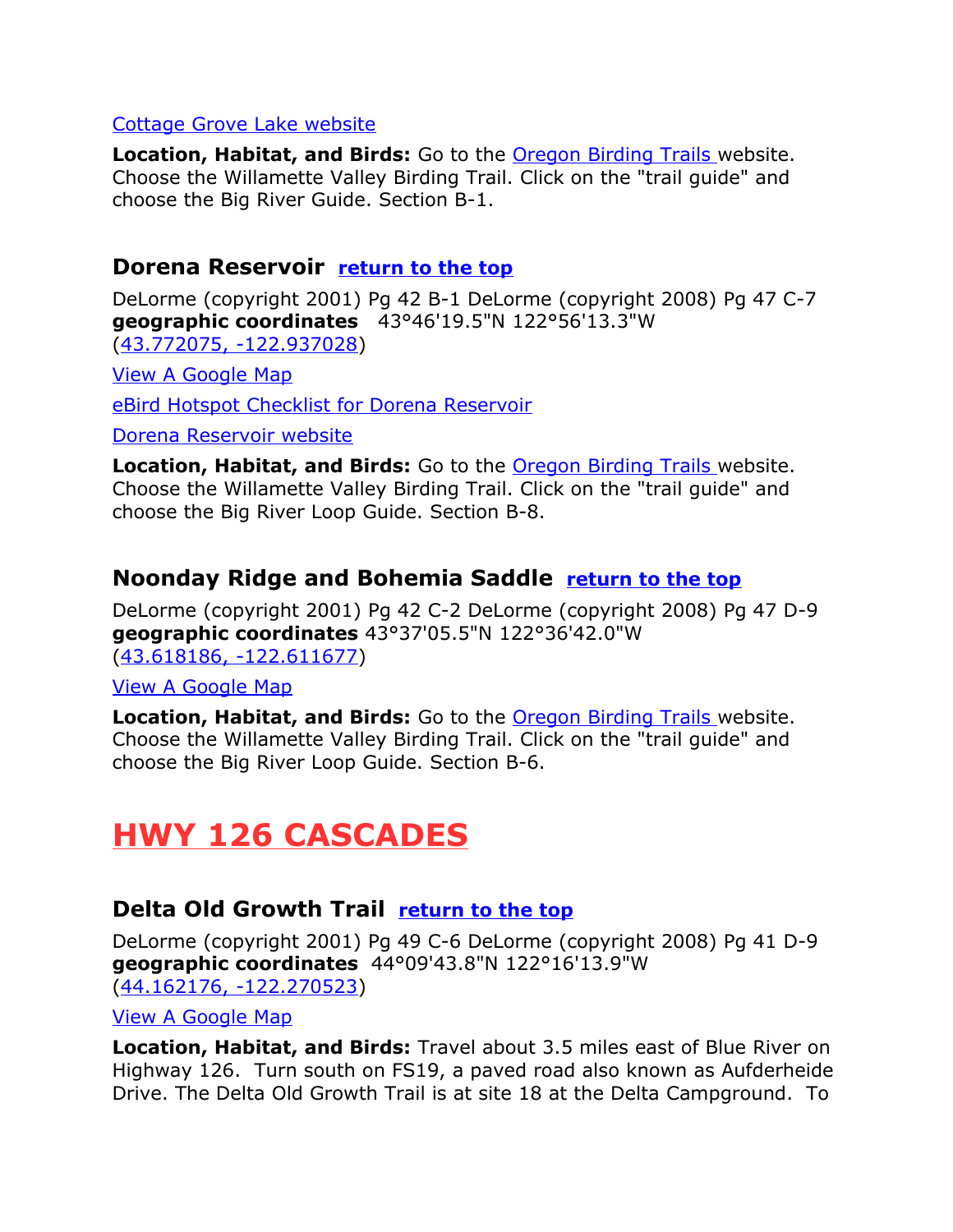Cottage Grove Lake website

**Location, Habitat, and Birds:** Go to the Oregon Birding Trails website. Choose the Willamette Valley Birding Trail. Click on the "trail guide" and choose the Big River Guide. Section B-1.

### Dorena Reservoir return to the top

DeLorme (copyright 2001) Pg 42 B-1 DeLorme (copyright 2008) Pg 47 C-7
**geographic coordinates** 43°46'19.5"N 122°56'13.3"W
(43.772075, -122.937028)

View A Google Map

eBird Hotspot Checklist for Dorena Reservoir

Dorena Reservoir website

**Location, Habitat, and Birds:** Go to the Oregon Birding Trails website. Choose the Willamette Valley Birding Trail. Click on the "trail guide" and choose the Big River Loop Guide. Section B-8.

### Noonday Ridge and Bohemia Saddle return to the top

DeLorme (copyright 2001) Pg 42 C-2 DeLorme (copyright 2008) Pg 47 D-9
**geographic coordinates** 43°37'05.5"N 122°36'42.0"W
(43.618186, -122.611677)

View A Google Map

**Location, Habitat, and Birds:** Go to the Oregon Birding Trails website. Choose the Willamette Valley Birding Trail. Click on the "trail guide" and choose the Big River Loop Guide. Section B-6.

# HWY 126 CASCADES

### Delta Old Growth Trail return to the top

DeLorme (copyright 2001) Pg 49 C-6 DeLorme (copyright 2008) Pg 41 D-9
**geographic coordinates** 44°09'43.8"N 122°16'13.9"W
(44.162176, -122.270523)

View A Google Map

**Location, Habitat, and Birds:** Travel about 3.5 miles east of Blue River on Highway 126. Turn south on FS19, a paved road also known as Aufderheide Drive. The Delta Old Growth Trail is at site 18 at the Delta Campground. To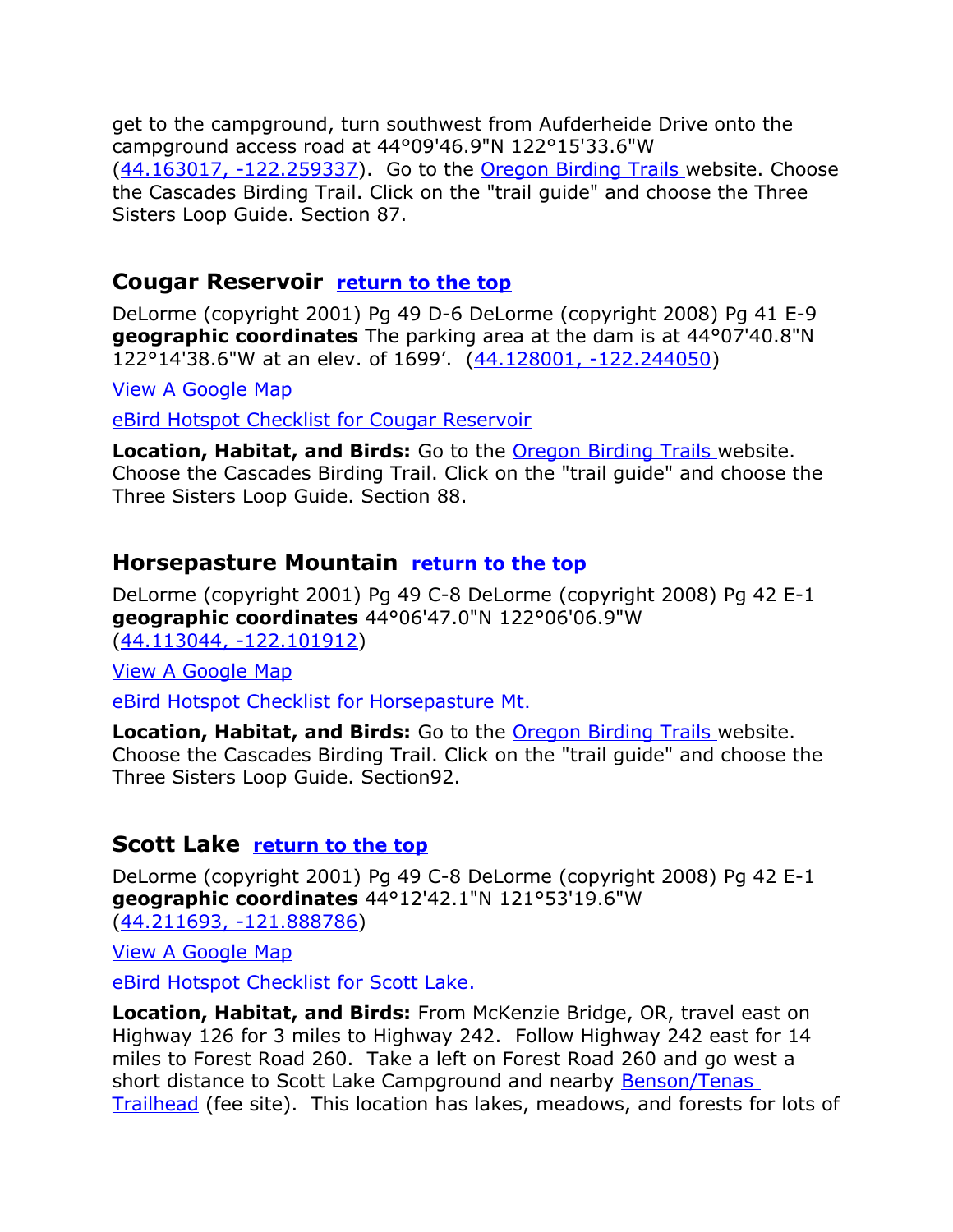get to the campground, turn southwest from Aufderheide Drive onto the campground access road at 44°09'46.9"N 122°15'33.6"W (44.163017, -122.259337). Go to the Oregon Birding Trails website. Choose the Cascades Birding Trail. Click on the "trail guide" and choose the Three Sisters Loop Guide. Section 87.

## Cougar Reservoir return to the top

DeLorme (copyright 2001) Pg 49 D-6 DeLorme (copyright 2008) Pg 41 E-9 **geographic coordinates** The parking area at the dam is at 44°07'40.8"N 122°14'38.6"W at an elev. of 1699'. (44.128001, -122.244050)

View A Google Map

eBird Hotspot Checklist for Cougar Reservoir

**Location, Habitat, and Birds:** Go to the Oregon Birding Trails website. Choose the Cascades Birding Trail. Click on the "trail guide" and choose the Three Sisters Loop Guide. Section 88.

## Horsepasture Mountain return to the top

DeLorme (copyright 2001) Pg 49 C-8 DeLorme (copyright 2008) Pg 42 E-1 **geographic coordinates** 44°06'47.0"N 122°06'06.9"W (44.113044, -122.101912)

View A Google Map

eBird Hotspot Checklist for Horsepasture Mt.

**Location, Habitat, and Birds:** Go to the Oregon Birding Trails website. Choose the Cascades Birding Trail. Click on the "trail guide" and choose the Three Sisters Loop Guide. Section92.

## Scott Lake return to the top

DeLorme (copyright 2001) Pg 49 C-8 DeLorme (copyright 2008) Pg 42 E-1 **geographic coordinates** 44°12'42.1"N 121°53'19.6"W (44.211693, -121.888786)

View A Google Map

eBird Hotspot Checklist for Scott Lake.

**Location, Habitat, and Birds:** From McKenzie Bridge, OR, travel east on Highway 126 for 3 miles to Highway 242. Follow Highway 242 east for 14 miles to Forest Road 260. Take a left on Forest Road 260 and go west a short distance to Scott Lake Campground and nearby Benson/Tenas Trailhead (fee site). This location has lakes, meadows, and forests for lots of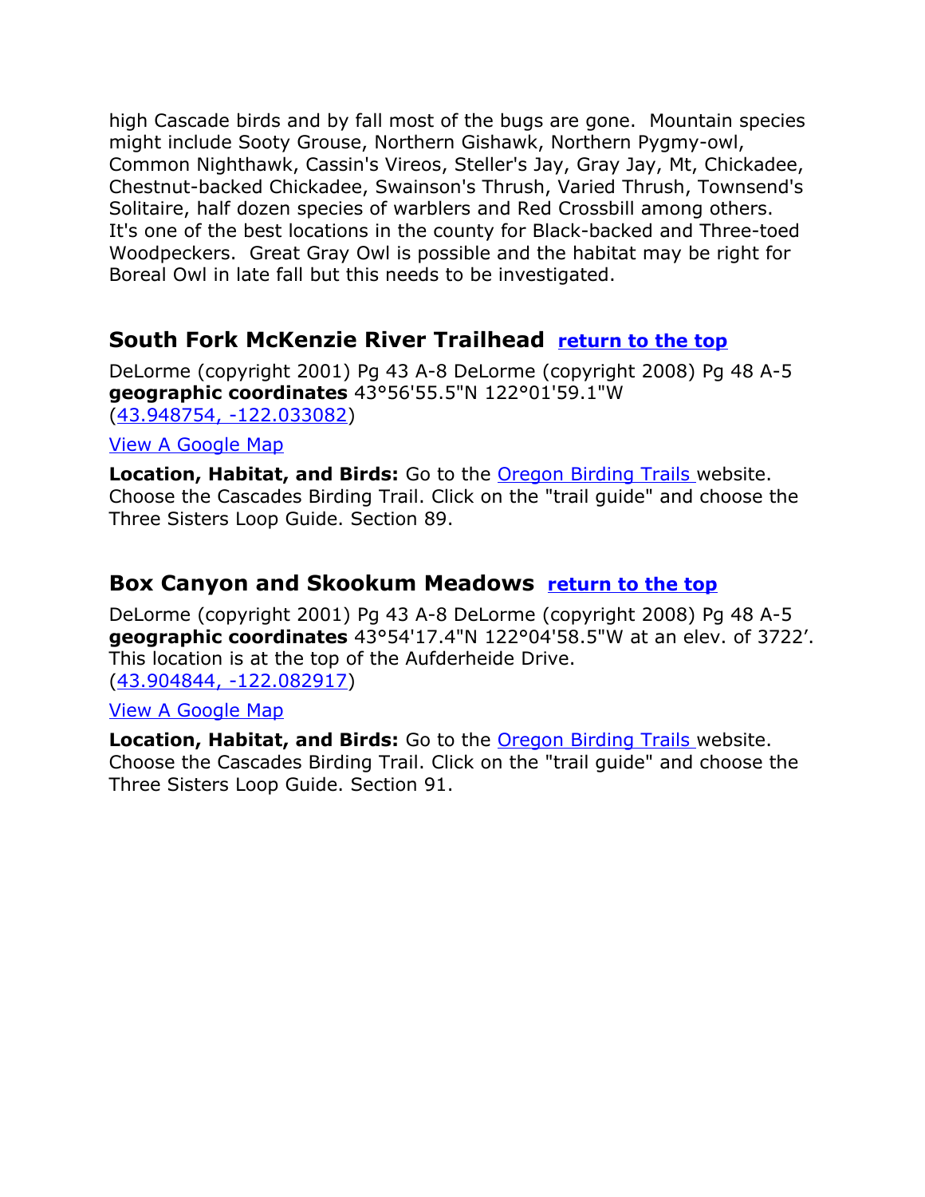high Cascade birds and by fall most of the bugs are gone. Mountain species might include Sooty Grouse, Northern Gishawk, Northern Pygmy-owl, Common Nighthawk, Cassin's Vireos, Steller's Jay, Gray Jay, Mt, Chickadee, Chestnut-backed Chickadee, Swainson's Thrush, Varied Thrush, Townsend's Solitaire, half dozen species of warblers and Red Crossbill among others. It's one of the best locations in the county for Black-backed and Three-toed Woodpeckers. Great Gray Owl is possible and the habitat may be right for Boreal Owl in late fall but this needs to be investigated.

## South Fork McKenzie River Trailhead [return to the top]

DeLorme (copyright 2001) Pg 43 A-8 DeLorme (copyright 2008) Pg 48 A-5
**geographic coordinates** 43°56'55.5"N 122°01'59.1"W
(43.948754, -122.033082)

View A Google Map

**Location, Habitat, and Birds:** Go to the Oregon Birding Trails website. Choose the Cascades Birding Trail. Click on the "trail guide" and choose the Three Sisters Loop Guide. Section 89.

## Box Canyon and Skookum Meadows [return to the top]

DeLorme (copyright 2001) Pg 43 A-8 DeLorme (copyright 2008) Pg 48 A-5
**geographic coordinates** 43°54'17.4"N 122°04'58.5"W at an elev. of 3722'. This location is at the top of the Aufderheide Drive.
(43.904844, -122.082917)

View A Google Map

**Location, Habitat, and Birds:** Go to the Oregon Birding Trails website. Choose the Cascades Birding Trail. Click on the "trail guide" and choose the Three Sisters Loop Guide. Section 91.